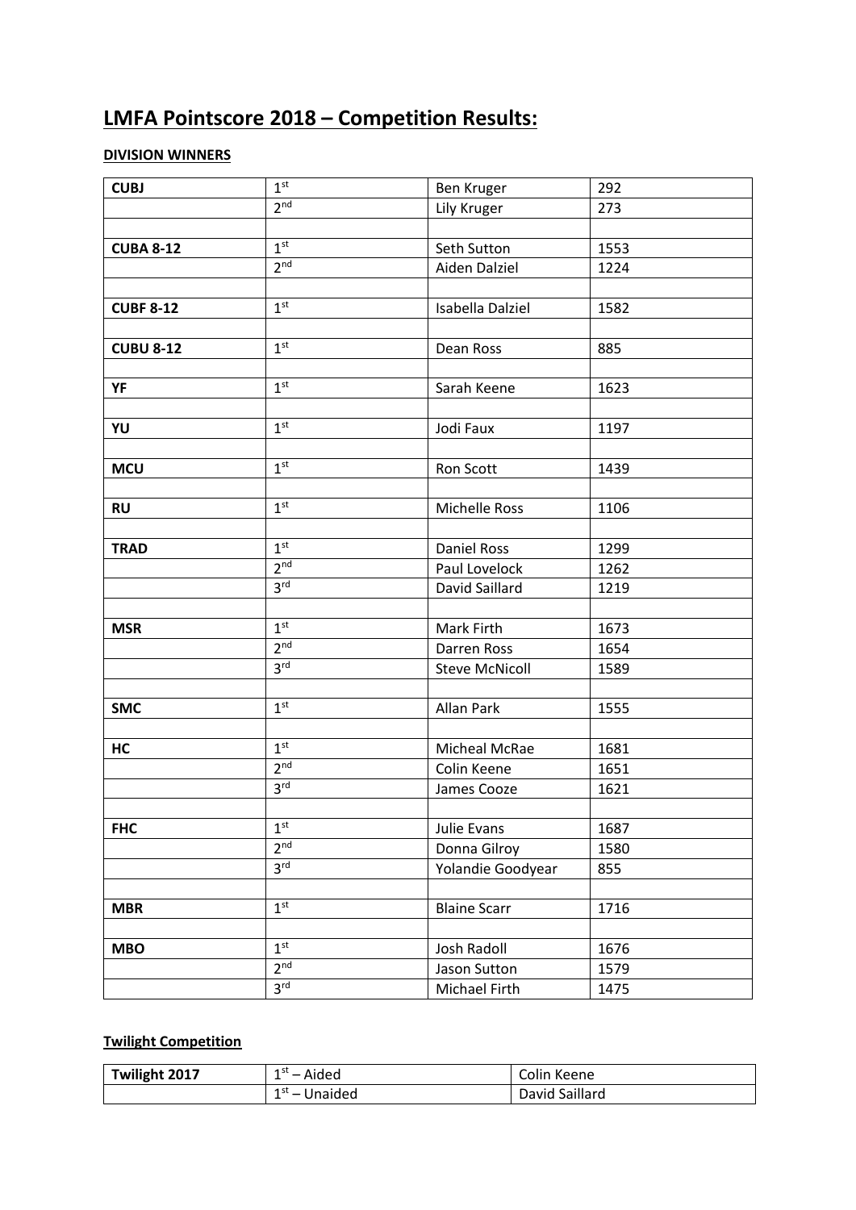# LMFA Pointscore 2018 – Competition Results:

**DIVISION WINNERS**

| | | | |
|---|---|---|---|
| **CUBJ** | 1st | Ben Kruger | 292 |
| | 2nd | Lily Kruger | 273 |
| | | | |
| **CUBA 8-12** | 1st | Seth Sutton | 1553 |
| | 2nd | Aiden Dalziel | 1224 |
| | | | |
| **CUBF 8-12** | 1st | Isabella Dalziel | 1582 |
| | | | |
| **CUBU 8-12** | 1st | Dean Ross | 885 |
| | | | |
| **YF** | 1st | Sarah Keene | 1623 |
| | | | |
| **YU** | 1st | Jodi Faux | 1197 |
| | | | |
| **MCU** | 1st | Ron Scott | 1439 |
| | | | |
| **RU** | 1st | Michelle Ross | 1106 |
| | | | |
| **TRAD** | 1st | Daniel Ross | 1299 |
| | 2nd | Paul Lovelock | 1262 |
| | 3rd | David Saillard | 1219 |
| | | | |
| **MSR** | 1st | Mark Firth | 1673 |
| | 2nd | Darren Ross | 1654 |
| | 3rd | Steve McNicoll | 1589 |
| | | | |
| **SMC** | 1st | Allan Park | 1555 |
| | | | |
| **HC** | 1st | Micheal McRae | 1681 |
| | 2nd | Colin Keene | 1651 |
| | 3rd | James Cooze | 1621 |
| | | | |
| **FHC** | 1st | Julie Evans | 1687 |
| | 2nd | Donna Gilroy | 1580 |
| | 3rd | Yolandie Goodyear | 855 |
| | | | |
| **MBR** | 1st | Blaine Scarr | 1716 |
| | | | |
| **MBO** | 1st | Josh Radoll | 1676 |
| | 2nd | Jason Sutton | 1579 |
| | 3rd | Michael Firth | 1475 |

**Twilight Competition**

| | | |
|---|---|---|
| **Twilight 2017** | 1st – Aided | Colin Keene |
| | 1st – Unaided | David Saillard |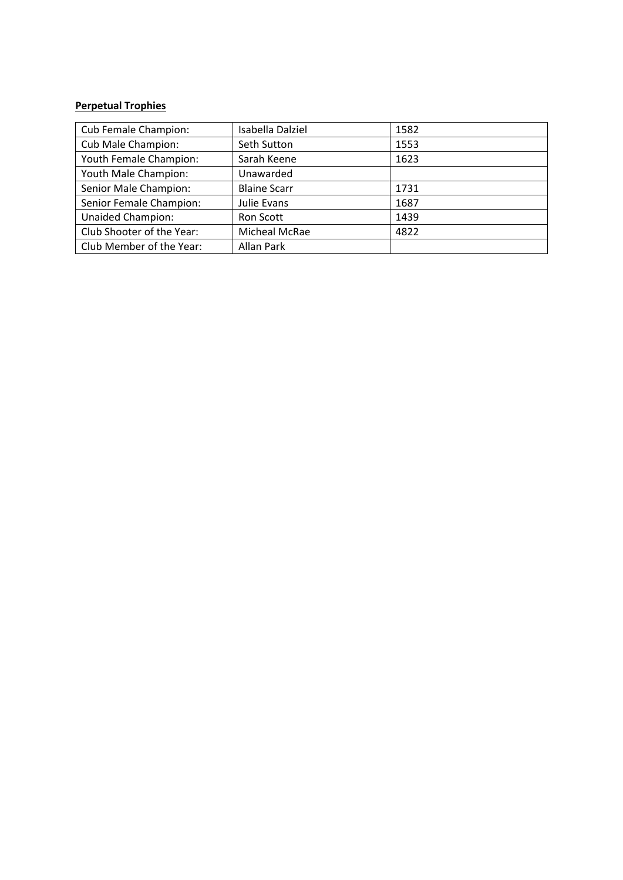**Perpetual Trophies**

| | | |
|---|---|---|
| Cub Female Champion: | Isabella Dalziel | 1582 |
| Cub Male Champion: | Seth Sutton | 1553 |
| Youth Female Champion: | Sarah Keene | 1623 |
| Youth Male Champion: | Unawarded | |
| Senior Male Champion: | Blaine Scarr | 1731 |
| Senior Female Champion: | Julie Evans | 1687 |
| Unaided Champion: | Ron Scott | 1439 |
| Club Shooter of the Year: | Micheal McRae | 4822 |
| Club Member of the Year: | Allan Park | |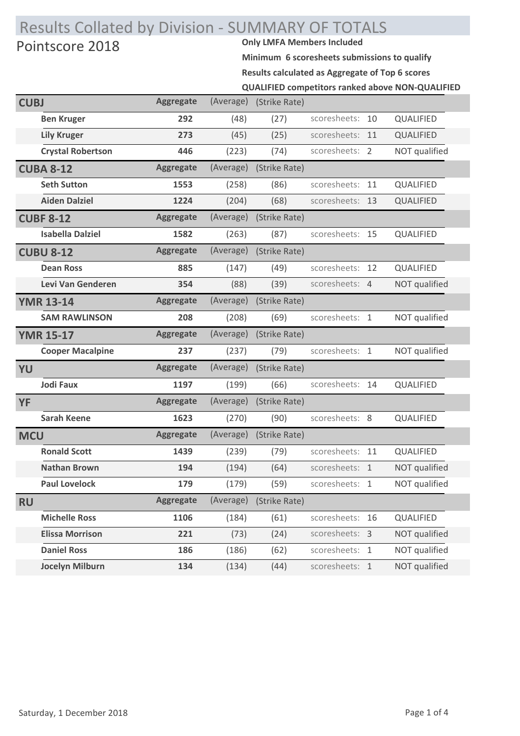# Results Collated by Division - SUMMARY OF TOTALS

## Pointscore 2018

**Only LMFA Members Included**

**Minimum 6 scoresheets submissions to qualify**

**Results calculated as Aggregate of Top 6 scores**

**QUALIFIED competitors ranked above NON-QUALIFIED**

| Division / Name | Aggregate | (Average) | (Strike Rate) | scoresheets | Status |
|---|---|---|---|---|---|
| **CUBJ** | **Aggregate** | (Average) | (Strike Rate) | | |
| **Ben Kruger** | **292** | (48) | (27) | 10 | QUALIFIED |
| **Lily Kruger** | **273** | (45) | (25) | 11 | QUALIFIED |
| **Crystal Robertson** | **446** | (223) | (74) | 2 | NOT qualified |
| **CUBA 8-12** | **Aggregate** | (Average) | (Strike Rate) | | |
| **Seth Sutton** | **1553** | (258) | (86) | 11 | QUALIFIED |
| **Aiden Dalziel** | **1224** | (204) | (68) | 13 | QUALIFIED |
| **CUBF 8-12** | **Aggregate** | (Average) | (Strike Rate) | | |
| **Isabella Dalziel** | **1582** | (263) | (87) | 15 | QUALIFIED |
| **CUBU 8-12** | **Aggregate** | (Average) | (Strike Rate) | | |
| **Dean Ross** | **885** | (147) | (49) | 12 | QUALIFIED |
| **Levi Van Genderen** | **354** | (88) | (39) | 4 | NOT qualified |
| **YMR 13-14** | **Aggregate** | (Average) | (Strike Rate) | | |
| **SAM RAWLINSON** | **208** | (208) | (69) | 1 | NOT qualified |
| **YMR 15-17** | **Aggregate** | (Average) | (Strike Rate) | | |
| **Cooper Macalpine** | **237** | (237) | (79) | 1 | NOT qualified |
| **YU** | **Aggregate** | (Average) | (Strike Rate) | | |
| **Jodi Faux** | **1197** | (199) | (66) | 14 | QUALIFIED |
| **YF** | **Aggregate** | (Average) | (Strike Rate) | | |
| **Sarah Keene** | **1623** | (270) | (90) | 8 | QUALIFIED |
| **MCU** | **Aggregate** | (Average) | (Strike Rate) | | |
| **Ronald Scott** | **1439** | (239) | (79) | 11 | QUALIFIED |
| **Nathan Brown** | **194** | (194) | (64) | 1 | NOT qualified |
| **Paul Lovelock** | **179** | (179) | (59) | 1 | NOT qualified |
| **RU** | **Aggregate** | (Average) | (Strike Rate) | | |
| **Michelle Ross** | **1106** | (184) | (61) | 16 | QUALIFIED |
| **Elissa Morrison** | **221** | (73) | (24) | 3 | NOT qualified |
| **Daniel Ross** | **186** | (186) | (62) | 1 | NOT qualified |
| **Jocelyn Milburn** | **134** | (134) | (44) | 1 | NOT qualified |

Saturday, 1 December 2018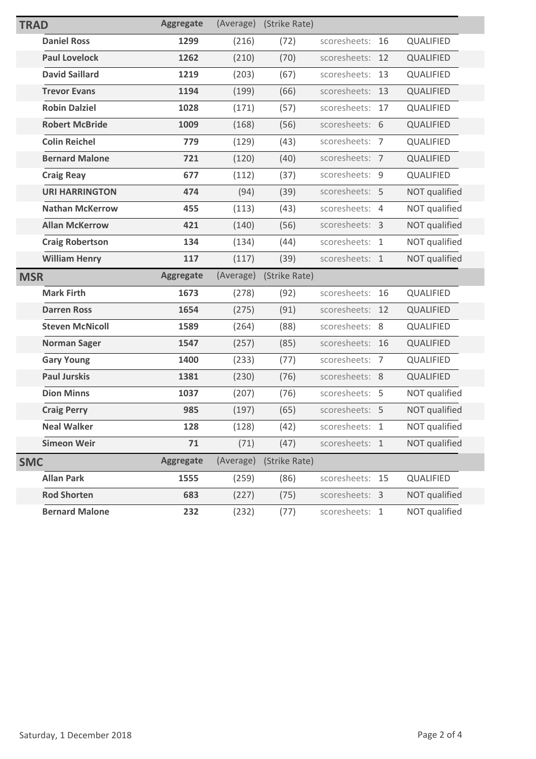## TRAD

| Name | Aggregate | (Average) | (Strike Rate) | scoresheets: | | |
|---|---|---|---|---|---|---|
| **Daniel Ross** | **1299** | (216) | (72) | scoresheets: | 16 | QUALIFIED |
| **Paul Lovelock** | **1262** | (210) | (70) | scoresheets: | 12 | QUALIFIED |
| **David Saillard** | **1219** | (203) | (67) | scoresheets: | 13 | QUALIFIED |
| **Trevor Evans** | **1194** | (199) | (66) | scoresheets: | 13 | QUALIFIED |
| **Robin Dalziel** | **1028** | (171) | (57) | scoresheets: | 17 | QUALIFIED |
| **Robert McBride** | **1009** | (168) | (56) | scoresheets: | 6 | QUALIFIED |
| **Colin Reichel** | **779** | (129) | (43) | scoresheets: | 7 | QUALIFIED |
| **Bernard Malone** | **721** | (120) | (40) | scoresheets: | 7 | QUALIFIED |
| **Craig Reay** | **677** | (112) | (37) | scoresheets: | 9 | QUALIFIED |
| **URI HARRINGTON** | **474** | (94) | (39) | scoresheets: | 5 | NOT qualified |
| **Nathan McKerrow** | **455** | (113) | (43) | scoresheets: | 4 | NOT qualified |
| **Allan McKerrow** | **421** | (140) | (56) | scoresheets: | 3 | NOT qualified |
| **Craig Robertson** | **134** | (134) | (44) | scoresheets: | 1 | NOT qualified |
| **William Henry** | **117** | (117) | (39) | scoresheets: | 1 | NOT qualified |

## MSR

| Name | Aggregate | (Average) | (Strike Rate) | scoresheets: | | |
|---|---|---|---|---|---|---|
| **Mark Firth** | **1673** | (278) | (92) | scoresheets: | 16 | QUALIFIED |
| **Darren Ross** | **1654** | (275) | (91) | scoresheets: | 12 | QUALIFIED |
| **Steven McNicoll** | **1589** | (264) | (88) | scoresheets: | 8 | QUALIFIED |
| **Norman Sager** | **1547** | (257) | (85) | scoresheets: | 16 | QUALIFIED |
| **Gary Young** | **1400** | (233) | (77) | scoresheets: | 7 | QUALIFIED |
| **Paul Jurskis** | **1381** | (230) | (76) | scoresheets: | 8 | QUALIFIED |
| **Dion Minns** | **1037** | (207) | (76) | scoresheets: | 5 | NOT qualified |
| **Craig Perry** | **985** | (197) | (65) | scoresheets: | 5 | NOT qualified |
| **Neal Walker** | **128** | (128) | (42) | scoresheets: | 1 | NOT qualified |
| **Simeon Weir** | **71** | (71) | (47) | scoresheets: | 1 | NOT qualified |

## SMC

| Name | Aggregate | (Average) | (Strike Rate) | scoresheets: | | |
|---|---|---|---|---|---|---|
| **Allan Park** | **1555** | (259) | (86) | scoresheets: | 15 | QUALIFIED |
| **Rod Shorten** | **683** | (227) | (75) | scoresheets: | 3 | NOT qualified |
| **Bernard Malone** | **232** | (232) | (77) | scoresheets: | 1 | NOT qualified |

Saturday, 1 December 2018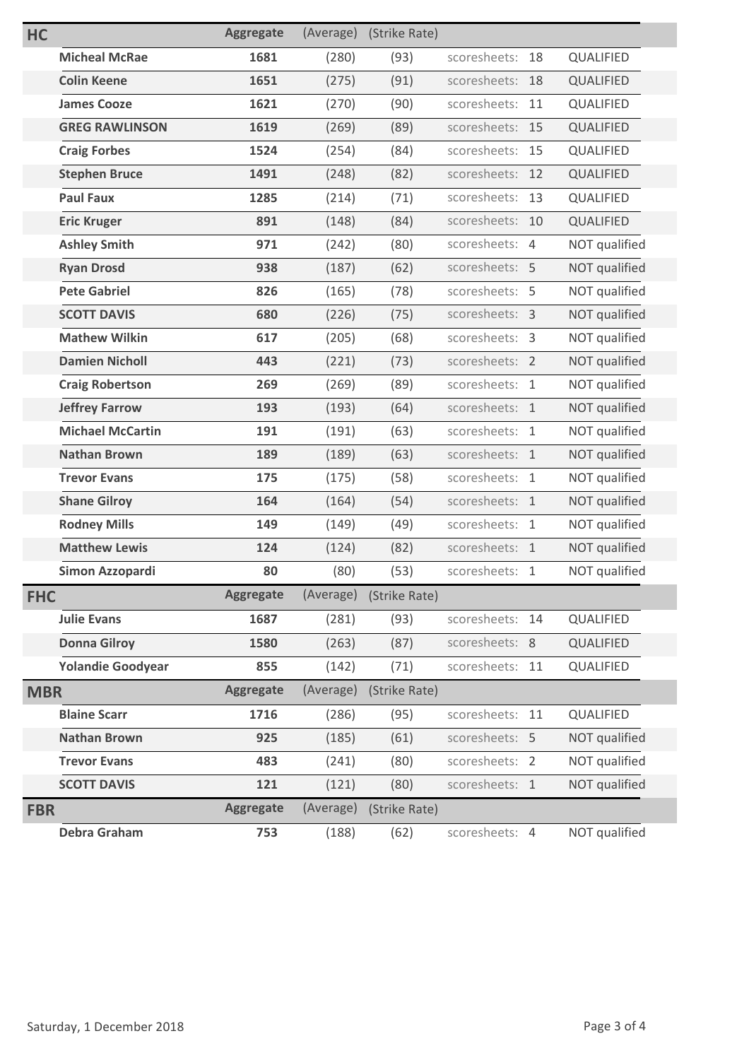| HC | Aggregate | (Average) | (Strike Rate) | | | |
|---|---|---|---|---|---|---|
| Micheal McRae | 1681 | (280) | (93) | scoresheets: | 18 | QUALIFIED |
| Colin Keene | 1651 | (275) | (91) | scoresheets: | 18 | QUALIFIED |
| James Cooze | 1621 | (270) | (90) | scoresheets: | 11 | QUALIFIED |
| GREG RAWLINSON | 1619 | (269) | (89) | scoresheets: | 15 | QUALIFIED |
| Craig Forbes | 1524 | (254) | (84) | scoresheets: | 15 | QUALIFIED |
| Stephen Bruce | 1491 | (248) | (82) | scoresheets: | 12 | QUALIFIED |
| Paul Faux | 1285 | (214) | (71) | scoresheets: | 13 | QUALIFIED |
| Eric Kruger | 891 | (148) | (84) | scoresheets: | 10 | QUALIFIED |
| Ashley Smith | 971 | (242) | (80) | scoresheets: | 4 | NOT qualified |
| Ryan Drosd | 938 | (187) | (62) | scoresheets: | 5 | NOT qualified |
| Pete Gabriel | 826 | (165) | (78) | scoresheets: | 5 | NOT qualified |
| SCOTT DAVIS | 680 | (226) | (75) | scoresheets: | 3 | NOT qualified |
| Mathew Wilkin | 617 | (205) | (68) | scoresheets: | 3 | NOT qualified |
| Damien Nicholl | 443 | (221) | (73) | scoresheets: | 2 | NOT qualified |
| Craig Robertson | 269 | (269) | (89) | scoresheets: | 1 | NOT qualified |
| Jeffrey Farrow | 193 | (193) | (64) | scoresheets: | 1 | NOT qualified |
| Michael McCartin | 191 | (191) | (63) | scoresheets: | 1 | NOT qualified |
| Nathan Brown | 189 | (189) | (63) | scoresheets: | 1 | NOT qualified |
| Trevor Evans | 175 | (175) | (58) | scoresheets: | 1 | NOT qualified |
| Shane Gilroy | 164 | (164) | (54) | scoresheets: | 1 | NOT qualified |
| Rodney Mills | 149 | (149) | (49) | scoresheets: | 1 | NOT qualified |
| Matthew Lewis | 124 | (124) | (82) | scoresheets: | 1 | NOT qualified |
| Simon Azzopardi | 80 | (80) | (53) | scoresheets: | 1 | NOT qualified |

| FHC | Aggregate | (Average) | (Strike Rate) | | | |
|---|---|---|---|---|---|---|
| Julie Evans | 1687 | (281) | (93) | scoresheets: | 14 | QUALIFIED |
| Donna Gilroy | 1580 | (263) | (87) | scoresheets: | 8 | QUALIFIED |
| Yolandie Goodyear | 855 | (142) | (71) | scoresheets: | 11 | QUALIFIED |

| MBR | Aggregate | (Average) | (Strike Rate) | | | |
|---|---|---|---|---|---|---|
| Blaine Scarr | 1716 | (286) | (95) | scoresheets: | 11 | QUALIFIED |
| Nathan Brown | 925 | (185) | (61) | scoresheets: | 5 | NOT qualified |
| Trevor Evans | 483 | (241) | (80) | scoresheets: | 2 | NOT qualified |
| SCOTT DAVIS | 121 | (121) | (80) | scoresheets: | 1 | NOT qualified |

| FBR | Aggregate | (Average) | (Strike Rate) | | | |
|---|---|---|---|---|---|---|
| Debra Graham | 753 | (188) | (62) | scoresheets: | 4 | NOT qualified |

Saturday, 1 December 2018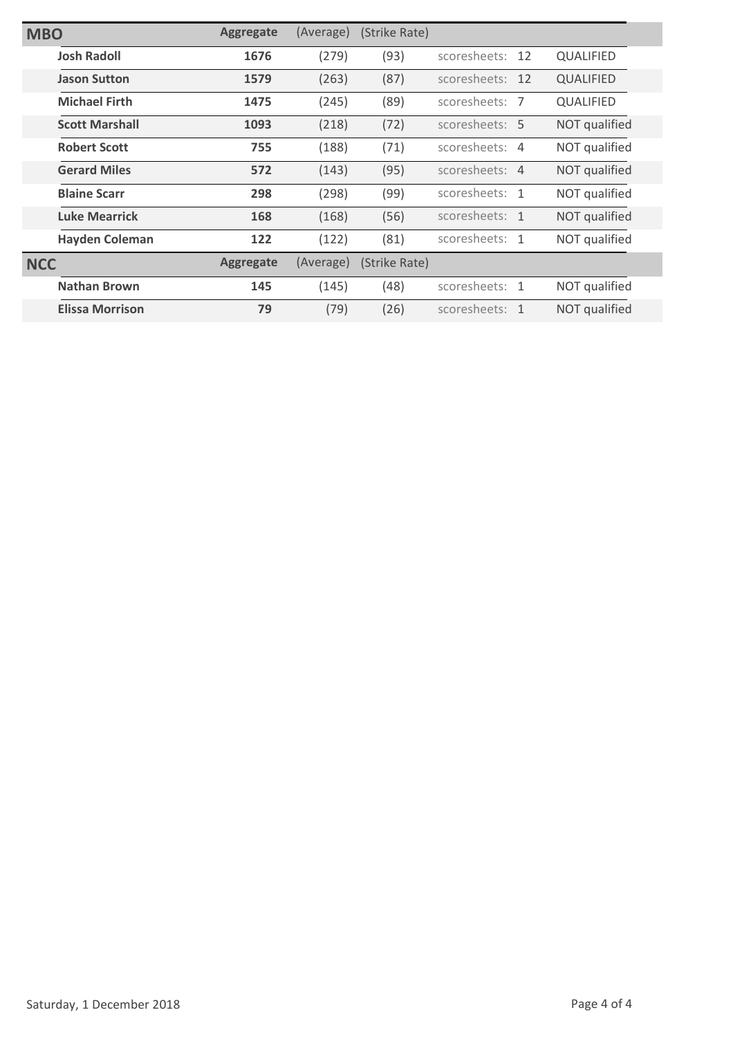| MBO | Aggregate | (Average) | (Strike Rate) | | |
|---|---|---|---|---|---|
| **Josh Radoll** | **1676** | (279) | (93) | scoresheets: 12 | QUALIFIED |
| **Jason Sutton** | **1579** | (263) | (87) | scoresheets: 12 | QUALIFIED |
| **Michael Firth** | **1475** | (245) | (89) | scoresheets: 7 | QUALIFIED |
| **Scott Marshall** | **1093** | (218) | (72) | scoresheets: 5 | NOT qualified |
| **Robert Scott** | **755** | (188) | (71) | scoresheets: 4 | NOT qualified |
| **Gerard Miles** | **572** | (143) | (95) | scoresheets: 4 | NOT qualified |
| **Blaine Scarr** | **298** | (298) | (99) | scoresheets: 1 | NOT qualified |
| **Luke Mearrick** | **168** | (168) | (56) | scoresheets: 1 | NOT qualified |
| **Hayden Coleman** | **122** | (122) | (81) | scoresheets: 1 | NOT qualified |

| NCC | Aggregate | (Average) | (Strike Rate) | | |
|---|---|---|---|---|---|
| **Nathan Brown** | **145** | (145) | (48) | scoresheets: 1 | NOT qualified |
| **Elissa Morrison** | **79** | (79) | (26) | scoresheets: 1 | NOT qualified |

Saturday, 1 December 2018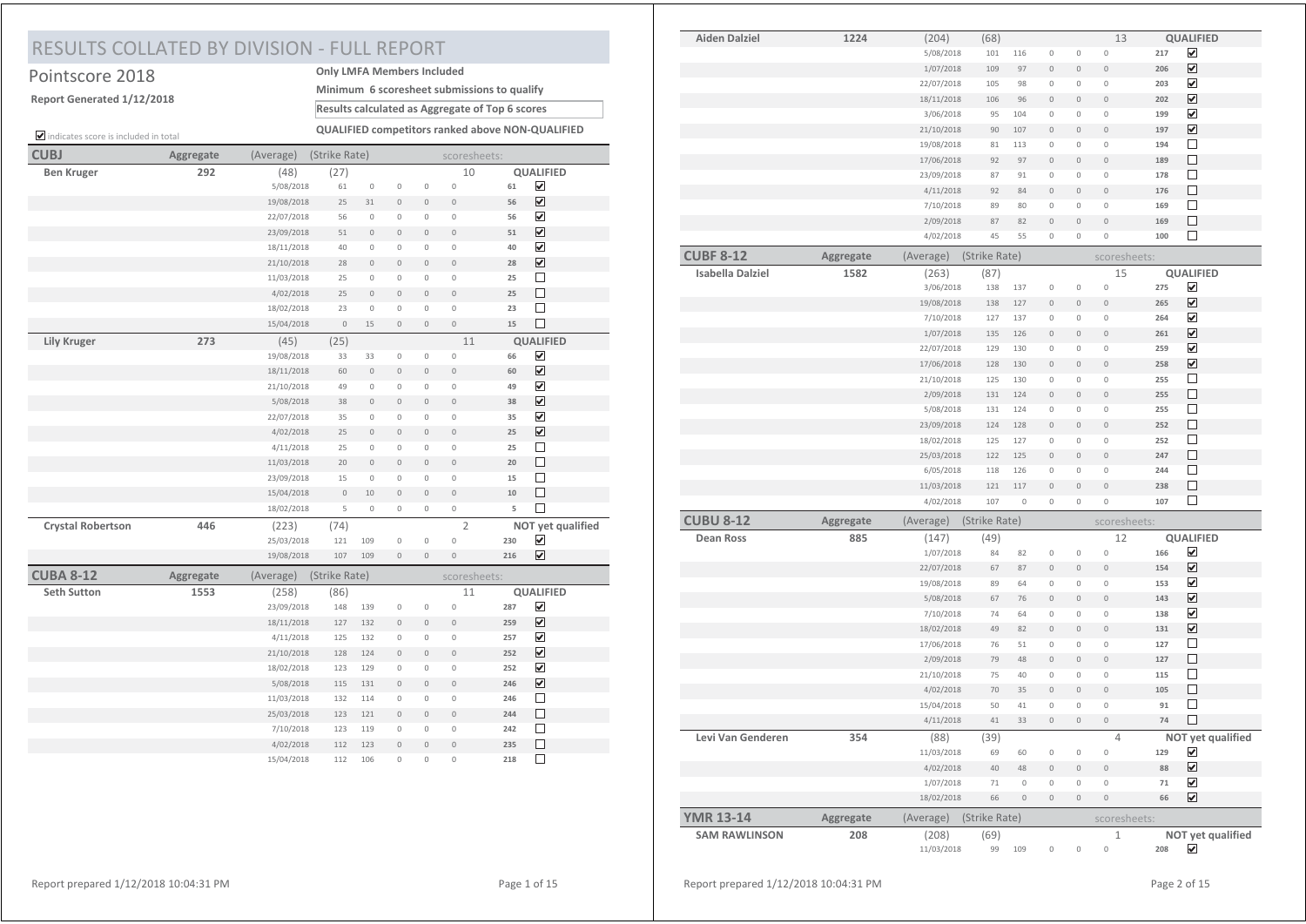# RESULTS COLLATED BY DIVISION - FULL REPORT

## Pointscore 2018

**Report Generated 1/12/2018**

**Only LMFA Members Included**

**Minimum 6 scoresheet submissions to qualify**

**Results calculated as Aggregate of Top 6 scores**

**QUALIFIED competitors ranked above NON-QUALIFIED**

☑ indicates score is included in total

### CUBJ

| Name | Aggregate | (Average) | (Strike Rate) | | | | | scoresheets: | | |
|---|---|---|---|---|---|---|---|---|---|---|
| **Ben Kruger** | **292** | (48) | (27) | | | | | 10 | | **QUALIFIED** |
| | | 5/08/2018 | 61 | 0 | 0 | 0 | 0 | | **61** | ☑ |
| | | 19/08/2018 | 25 | 31 | 0 | 0 | 0 | | **56** | ☑ |
| | | 22/07/2018 | 56 | 0 | 0 | 0 | 0 | | **56** | ☑ |
| | | 23/09/2018 | 51 | 0 | 0 | 0 | 0 | | **51** | ☑ |
| | | 18/11/2018 | 40 | 0 | 0 | 0 | 0 | | **40** | ☑ |
| | | 21/10/2018 | 28 | 0 | 0 | 0 | 0 | | **28** | ☑ |
| | | 11/03/2018 | 25 | 0 | 0 | 0 | 0 | | **25** | ☐ |
| | | 4/02/2018 | 25 | 0 | 0 | 0 | 0 | | **25** | ☐ |
| | | 18/02/2018 | 23 | 0 | 0 | 0 | 0 | | **23** | ☐ |
| | | 15/04/2018 | 0 | 15 | 0 | 0 | 0 | | **15** | ☐ |
| **Lily Kruger** | **273** | (45) | (25) | | | | | 11 | | **QUALIFIED** |
| | | 19/08/2018 | 33 | 33 | 0 | 0 | 0 | | **66** | ☑ |
| | | 18/11/2018 | 60 | 0 | 0 | 0 | 0 | | **60** | ☑ |
| | | 21/10/2018 | 49 | 0 | 0 | 0 | 0 | | **49** | ☑ |
| | | 5/08/2018 | 38 | 0 | 0 | 0 | 0 | | **38** | ☑ |
| | | 22/07/2018 | 35 | 0 | 0 | 0 | 0 | | **35** | ☑ |
| | | 4/02/2018 | 25 | 0 | 0 | 0 | 0 | | **25** | ☑ |
| | | 4/11/2018 | 25 | 0 | 0 | 0 | 0 | | **25** | ☐ |
| | | 11/03/2018 | 20 | 0 | 0 | 0 | 0 | | **20** | ☐ |
| | | 23/09/2018 | 15 | 0 | 0 | 0 | 0 | | **15** | ☐ |
| | | 15/04/2018 | 0 | 10 | 0 | 0 | 0 | | **10** | ☐ |
| | | 18/02/2018 | 5 | 0 | 0 | 0 | 0 | | **5** | ☐ |
| **Crystal Robertson** | **446** | (223) | (74) | | | | | 2 | | **NOT yet qualified** |
| | | 25/03/2018 | 121 | 109 | 0 | 0 | 0 | | **230** | ☑ |
| | | 19/08/2018 | 107 | 109 | 0 | 0 | 0 | | **216** | ☑ |

### CUBA 8-12

| Name | Aggregate | (Average) | (Strike Rate) | | | | | scoresheets: | | |
|---|---|---|---|---|---|---|---|---|---|---|
| **Seth Sutton** | **1553** | (258) | (86) | | | | | 11 | | **QUALIFIED** |
| | | 23/09/2018 | 148 | 139 | 0 | 0 | 0 | | **287** | ☑ |
| | | 18/11/2018 | 127 | 132 | 0 | 0 | 0 | | **259** | ☑ |
| | | 4/11/2018 | 125 | 132 | 0 | 0 | 0 | | **257** | ☑ |
| | | 21/10/2018 | 128 | 124 | 0 | 0 | 0 | | **252** | ☑ |
| | | 18/02/2018 | 123 | 129 | 0 | 0 | 0 | | **252** | ☑ |
| | | 5/08/2018 | 115 | 131 | 0 | 0 | 0 | | **246** | ☑ |
| | | 11/03/2018 | 132 | 114 | 0 | 0 | 0 | | **246** | ☐ |
| | | 25/03/2018 | 123 | 121 | 0 | 0 | 0 | | **244** | ☐ |
| | | 7/10/2018 | 123 | 119 | 0 | 0 | 0 | | **242** | ☐ |
| | | 4/02/2018 | 112 | 123 | 0 | 0 | 0 | | **235** | ☐ |
| | | 15/04/2018 | 112 | 106 | 0 | 0 | 0 | | **218** | ☐ |
| **Aiden Dalziel** | **1224** | (204) | (68) | | | | | 13 | | **QUALIFIED** |
| | | 5/08/2018 | 101 | 116 | 0 | 0 | 0 | | **217** | ☑ |
| | | 1/07/2018 | 109 | 97 | 0 | 0 | 0 | | **206** | ☑ |
| | | 22/07/2018 | 105 | 98 | 0 | 0 | 0 | | **203** | ☑ |
| | | 18/11/2018 | 106 | 96 | 0 | 0 | 0 | | **202** | ☑ |
| | | 3/06/2018 | 95 | 104 | 0 | 0 | 0 | | **199** | ☑ |
| | | 21/10/2018 | 90 | 107 | 0 | 0 | 0 | | **197** | ☑ |
| | | 19/08/2018 | 81 | 113 | 0 | 0 | 0 | | **194** | ☐ |
| | | 17/06/2018 | 92 | 97 | 0 | 0 | 0 | | **189** | ☐ |
| | | 23/09/2018 | 87 | 91 | 0 | 0 | 0 | | **178** | ☐ |
| | | 4/11/2018 | 92 | 84 | 0 | 0 | 0 | | **176** | ☐ |
| | | 7/10/2018 | 89 | 80 | 0 | 0 | 0 | | **169** | ☐ |
| | | 2/09/2018 | 87 | 82 | 0 | 0 | 0 | | **169** | ☐ |
| | | 4/02/2018 | 45 | 55 | 0 | 0 | 0 | | **100** | ☐ |

### CUBF 8-12

| Name | Aggregate | (Average) | (Strike Rate) | | | | | scoresheets: | | |
|---|---|---|---|---|---|---|---|---|---|---|
| **Isabella Dalziel** | **1582** | (263) | (87) | | | | | 15 | | **QUALIFIED** |
| | | 3/06/2018 | 138 | 137 | 0 | 0 | 0 | | **275** | ☑ |
| | | 19/08/2018 | 138 | 127 | 0 | 0 | 0 | | **265** | ☑ |
| | | 7/10/2018 | 127 | 137 | 0 | 0 | 0 | | **264** | ☑ |
| | | 1/07/2018 | 135 | 126 | 0 | 0 | 0 | | **261** | ☑ |
| | | 22/07/2018 | 129 | 130 | 0 | 0 | 0 | | **259** | ☑ |
| | | 17/06/2018 | 128 | 130 | 0 | 0 | 0 | | **258** | ☑ |
| | | 21/10/2018 | 125 | 130 | 0 | 0 | 0 | | **255** | ☐ |
| | | 2/09/2018 | 131 | 124 | 0 | 0 | 0 | | **255** | ☐ |
| | | 5/08/2018 | 131 | 124 | 0 | 0 | 0 | | **255** | ☐ |
| | | 23/09/2018 | 124 | 128 | 0 | 0 | 0 | | **252** | ☐ |
| | | 18/02/2018 | 125 | 127 | 0 | 0 | 0 | | **252** | ☐ |
| | | 25/03/2018 | 122 | 125 | 0 | 0 | 0 | | **247** | ☐ |
| | | 6/05/2018 | 118 | 126 | 0 | 0 | 0 | | **244** | ☐ |
| | | 11/03/2018 | 121 | 117 | 0 | 0 | 0 | | **238** | ☐ |
| | | 4/02/2018 | 107 | 0 | 0 | 0 | 0 | | **107** | ☐ |

### CUBU 8-12

| Name | Aggregate | (Average) | (Strike Rate) | | | | | scoresheets: | | |
|---|---|---|---|---|---|---|---|---|---|---|
| **Dean Ross** | **885** | (147) | (49) | | | | | 12 | | **QUALIFIED** |
| | | 1/07/2018 | 84 | 82 | 0 | 0 | 0 | | **166** | ☑ |
| | | 22/07/2018 | 67 | 87 | 0 | 0 | 0 | | **154** | ☑ |
| | | 19/08/2018 | 89 | 64 | 0 | 0 | 0 | | **153** | ☑ |
| | | 5/08/2018 | 67 | 76 | 0 | 0 | 0 | | **143** | ☑ |
| | | 7/10/2018 | 74 | 64 | 0 | 0 | 0 | | **138** | ☑ |
| | | 18/02/2018 | 49 | 82 | 0 | 0 | 0 | | **131** | ☑ |
| | | 17/06/2018 | 76 | 51 | 0 | 0 | 0 | | **127** | ☐ |
| | | 2/09/2018 | 79 | 48 | 0 | 0 | 0 | | **127** | ☐ |
| | | 21/10/2018 | 75 | 40 | 0 | 0 | 0 | | **115** | ☐ |
| | | 4/02/2018 | 70 | 35 | 0 | 0 | 0 | | **105** | ☐ |
| | | 15/04/2018 | 50 | 41 | 0 | 0 | 0 | | **91** | ☐ |
| | | 4/11/2018 | 41 | 33 | 0 | 0 | 0 | | **74** | ☐ |
| **Levi Van Genderen** | **354** | (88) | (39) | | | | | 4 | | **NOT yet qualified** |
| | | 11/03/2018 | 69 | 60 | 0 | 0 | 0 | | **129** | ☑ |
| | | 4/02/2018 | 40 | 48 | 0 | 0 | 0 | | **88** | ☑ |
| | | 1/07/2018 | 71 | 0 | 0 | 0 | 0 | | **71** | ☑ |
| | | 18/02/2018 | 66 | 0 | 0 | 0 | 0 | | **66** | ☑ |

### YMR 13-14

| Name | Aggregate | (Average) | (Strike Rate) | | | | | scoresheets: | | |
|---|---|---|---|---|---|---|---|---|---|---|
| **SAM RAWLINSON** | **208** | (208) | (69) | | | | | 1 | | **NOT yet qualified** |
| | | 11/03/2018 | 99 | 109 | 0 | 0 | 0 | | **208** | ☑ |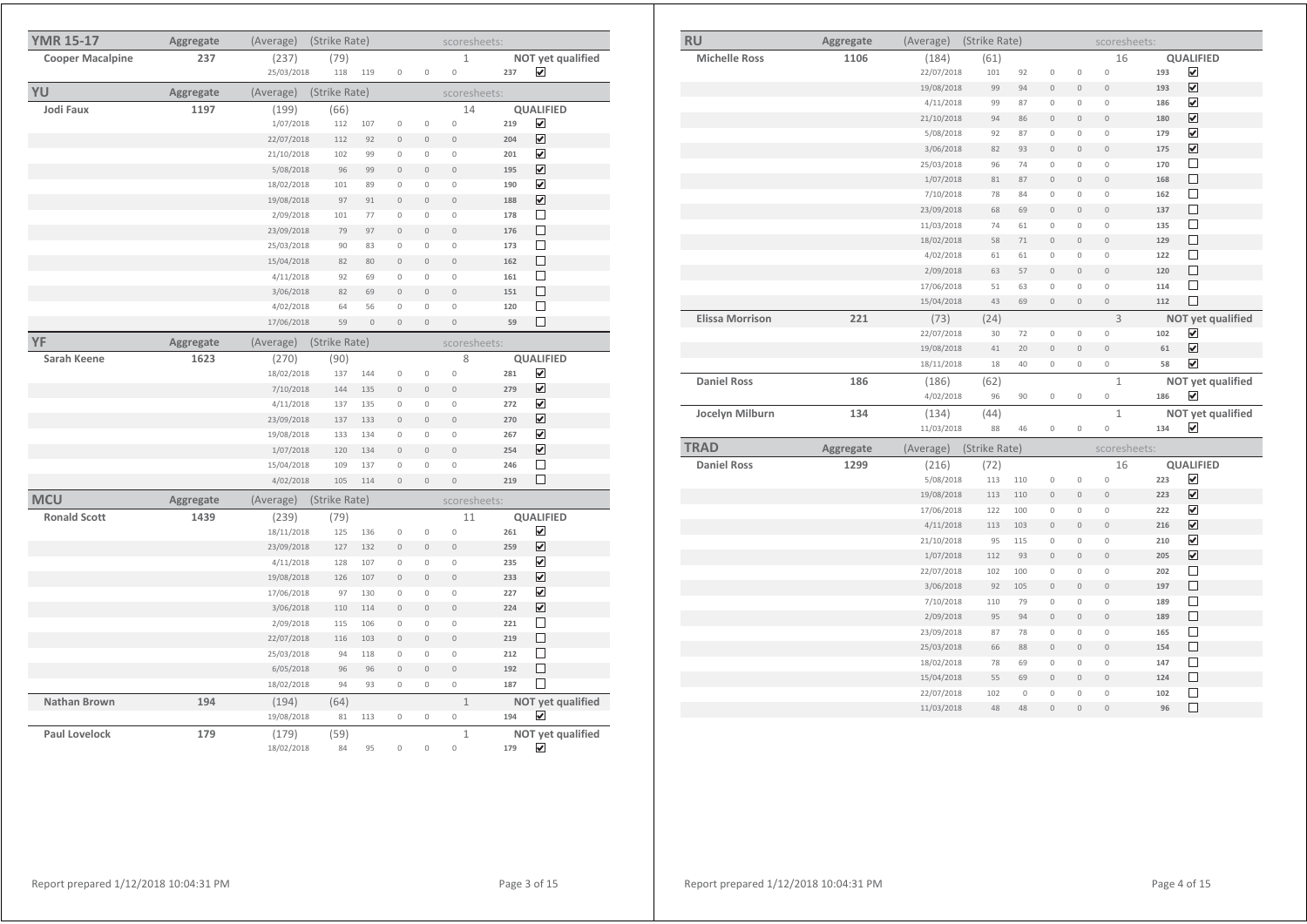## YMR 15-17

| Name | Aggregate | (Average) | (Strike Rate) | | | | | scoresheets: | | |
|---|---|---|---|---|---|---|---|---|---|---|
| **Cooper Macalpine** | **237** | (237) | (79) | | | | 1 | | **NOT yet qualified** |
| | | 25/03/2018 | 118 | 119 | 0 | 0 | 0 | **237** | ☑ |

## YU

| Name | Aggregate | (Average) | (Strike Rate) | | | | | scoresheets: | | |
|---|---|---|---|---|---|---|---|---|---|---|
| **Jodi Faux** | **1197** | (199) | (66) | | | | 14 | | **QUALIFIED** |
| | | 1/07/2018 | 112 | 107 | 0 | 0 | 0 | **219** | ☑ |
| | | 22/07/2018 | 112 | 92 | 0 | 0 | 0 | **204** | ☑ |
| | | 21/10/2018 | 102 | 99 | 0 | 0 | 0 | **201** | ☑ |
| | | 5/08/2018 | 96 | 99 | 0 | 0 | 0 | **195** | ☑ |
| | | 18/02/2018 | 101 | 89 | 0 | 0 | 0 | **190** | ☑ |
| | | 19/08/2018 | 97 | 91 | 0 | 0 | 0 | **188** | ☑ |
| | | 2/09/2018 | 101 | 77 | 0 | 0 | 0 | **178** | ☐ |
| | | 23/09/2018 | 79 | 97 | 0 | 0 | 0 | **176** | ☐ |
| | | 25/03/2018 | 90 | 83 | 0 | 0 | 0 | **173** | ☐ |
| | | 15/04/2018 | 82 | 80 | 0 | 0 | 0 | **162** | ☐ |
| | | 4/11/2018 | 92 | 69 | 0 | 0 | 0 | **161** | ☐ |
| | | 3/06/2018 | 82 | 69 | 0 | 0 | 0 | **151** | ☐ |
| | | 4/02/2018 | 64 | 56 | 0 | 0 | 0 | **120** | ☐ |
| | | 17/06/2018 | 59 | 0 | 0 | 0 | 0 | **59** | ☐ |

## YF

| Name | Aggregate | (Average) | (Strike Rate) | | | | | scoresheets: | | |
|---|---|---|---|---|---|---|---|---|---|---|
| **Sarah Keene** | **1623** | (270) | (90) | | | | 8 | | **QUALIFIED** |
| | | 18/02/2018 | 137 | 144 | 0 | 0 | 0 | **281** | ☑ |
| | | 7/10/2018 | 144 | 135 | 0 | 0 | 0 | **279** | ☑ |
| | | 4/11/2018 | 137 | 135 | 0 | 0 | 0 | **272** | ☑ |
| | | 23/09/2018 | 137 | 133 | 0 | 0 | 0 | **270** | ☑ |
| | | 19/08/2018 | 133 | 134 | 0 | 0 | 0 | **267** | ☑ |
| | | 1/07/2018 | 120 | 134 | 0 | 0 | 0 | **254** | ☑ |
| | | 15/04/2018 | 109 | 137 | 0 | 0 | 0 | **246** | ☐ |
| | | 4/02/2018 | 105 | 114 | 0 | 0 | 0 | **219** | ☐ |

## MCU

| Name | Aggregate | (Average) | (Strike Rate) | | | | | scoresheets: | | |
|---|---|---|---|---|---|---|---|---|---|---|
| **Ronald Scott** | **1439** | (239) | (79) | | | | 11 | | **QUALIFIED** |
| | | 18/11/2018 | 125 | 136 | 0 | 0 | 0 | **261** | ☑ |
| | | 23/09/2018 | 127 | 132 | 0 | 0 | 0 | **259** | ☑ |
| | | 4/11/2018 | 128 | 107 | 0 | 0 | 0 | **235** | ☑ |
| | | 19/08/2018 | 126 | 107 | 0 | 0 | 0 | **233** | ☑ |
| | | 17/06/2018 | 97 | 130 | 0 | 0 | 0 | **227** | ☑ |
| | | 3/06/2018 | 110 | 114 | 0 | 0 | 0 | **224** | ☑ |
| | | 2/09/2018 | 115 | 106 | 0 | 0 | 0 | **221** | ☐ |
| | | 22/07/2018 | 116 | 103 | 0 | 0 | 0 | **219** | ☐ |
| | | 25/03/2018 | 94 | 118 | 0 | 0 | 0 | **212** | ☐ |
| | | 6/05/2018 | 96 | 96 | 0 | 0 | 0 | **192** | ☐ |
| | | 18/02/2018 | 94 | 93 | 0 | 0 | 0 | **187** | ☐ |
| **Nathan Brown** | **194** | (194) | (64) | | | | 1 | | **NOT yet qualified** |
| | | 19/08/2018 | 81 | 113 | 0 | 0 | 0 | **194** | ☑ |
| **Paul Lovelock** | **179** | (179) | (59) | | | | 1 | | **NOT yet qualified** |
| | | 18/02/2018 | 84 | 95 | 0 | 0 | 0 | **179** | ☑ |

## RU

| Name | Aggregate | (Average) | (Strike Rate) | | | | | scoresheets: | | |
|---|---|---|---|---|---|---|---|---|---|---|
| **Michelle Ross** | **1106** | (184) | (61) | | | | 16 | | **QUALIFIED** |
| | | 22/07/2018 | 101 | 92 | 0 | 0 | 0 | **193** | ☑ |
| | | 19/08/2018 | 99 | 94 | 0 | 0 | 0 | **193** | ☑ |
| | | 4/11/2018 | 99 | 87 | 0 | 0 | 0 | **186** | ☑ |
| | | 21/10/2018 | 94 | 86 | 0 | 0 | 0 | **180** | ☑ |
| | | 5/08/2018 | 92 | 87 | 0 | 0 | 0 | **179** | ☑ |
| | | 3/06/2018 | 82 | 93 | 0 | 0 | 0 | **175** | ☑ |
| | | 25/03/2018 | 96 | 74 | 0 | 0 | 0 | **170** | ☐ |
| | | 1/07/2018 | 81 | 87 | 0 | 0 | 0 | **168** | ☐ |
| | | 7/10/2018 | 78 | 84 | 0 | 0 | 0 | **162** | ☐ |
| | | 23/09/2018 | 68 | 69 | 0 | 0 | 0 | **137** | ☐ |
| | | 11/03/2018 | 74 | 61 | 0 | 0 | 0 | **135** | ☐ |
| | | 18/02/2018 | 58 | 71 | 0 | 0 | 0 | **129** | ☐ |
| | | 4/02/2018 | 61 | 61 | 0 | 0 | 0 | **122** | ☐ |
| | | 2/09/2018 | 63 | 57 | 0 | 0 | 0 | **120** | ☐ |
| | | 17/06/2018 | 51 | 63 | 0 | 0 | 0 | **114** | ☐ |
| | | 15/04/2018 | 43 | 69 | 0 | 0 | 0 | **112** | ☐ |
| **Elissa Morrison** | **221** | (73) | (24) | | | | 3 | | **NOT yet qualified** |
| | | 22/07/2018 | 30 | 72 | 0 | 0 | 0 | **102** | ☑ |
| | | 19/08/2018 | 41 | 20 | 0 | 0 | 0 | **61** | ☑ |
| | | 18/11/2018 | 18 | 40 | 0 | 0 | 0 | **58** | ☑ |
| **Daniel Ross** | **186** | (186) | (62) | | | | 1 | | **NOT yet qualified** |
| | | 4/02/2018 | 96 | 90 | 0 | 0 | 0 | **186** | ☑ |
| **Jocelyn Milburn** | **134** | (134) | (44) | | | | 1 | | **NOT yet qualified** |
| | | 11/03/2018 | 88 | 46 | 0 | 0 | 0 | **134** | ☑ |

## TRAD

| Name | Aggregate | (Average) | (Strike Rate) | | | | | scoresheets: | | |
|---|---|---|---|---|---|---|---|---|---|---|
| **Daniel Ross** | **1299** | (216) | (72) | | | | 16 | | **QUALIFIED** |
| | | 5/08/2018 | 113 | 110 | 0 | 0 | 0 | **223** | ☑ |
| | | 19/08/2018 | 113 | 110 | 0 | 0 | 0 | **223** | ☑ |
| | | 17/06/2018 | 122 | 100 | 0 | 0 | 0 | **222** | ☑ |
| | | 4/11/2018 | 113 | 103 | 0 | 0 | 0 | **216** | ☑ |
| | | 21/10/2018 | 95 | 115 | 0 | 0 | 0 | **210** | ☑ |
| | | 1/07/2018 | 112 | 93 | 0 | 0 | 0 | **205** | ☑ |
| | | 22/07/2018 | 102 | 100 | 0 | 0 | 0 | **202** | ☐ |
| | | 3/06/2018 | 92 | 105 | 0 | 0 | 0 | **197** | ☐ |
| | | 7/10/2018 | 110 | 79 | 0 | 0 | 0 | **189** | ☐ |
| | | 2/09/2018 | 95 | 94 | 0 | 0 | 0 | **189** | ☐ |
| | | 23/09/2018 | 87 | 78 | 0 | 0 | 0 | **165** | ☐ |
| | | 25/03/2018 | 66 | 88 | 0 | 0 | 0 | **154** | ☐ |
| | | 18/02/2018 | 78 | 69 | 0 | 0 | 0 | **147** | ☐ |
| | | 15/04/2018 | 55 | 69 | 0 | 0 | 0 | **124** | ☐ |
| | | 22/07/2018 | 102 | 0 | 0 | 0 | 0 | **102** | ☐ |
| | | 11/03/2018 | 48 | 48 | 0 | 0 | 0 | **96** | ☐ |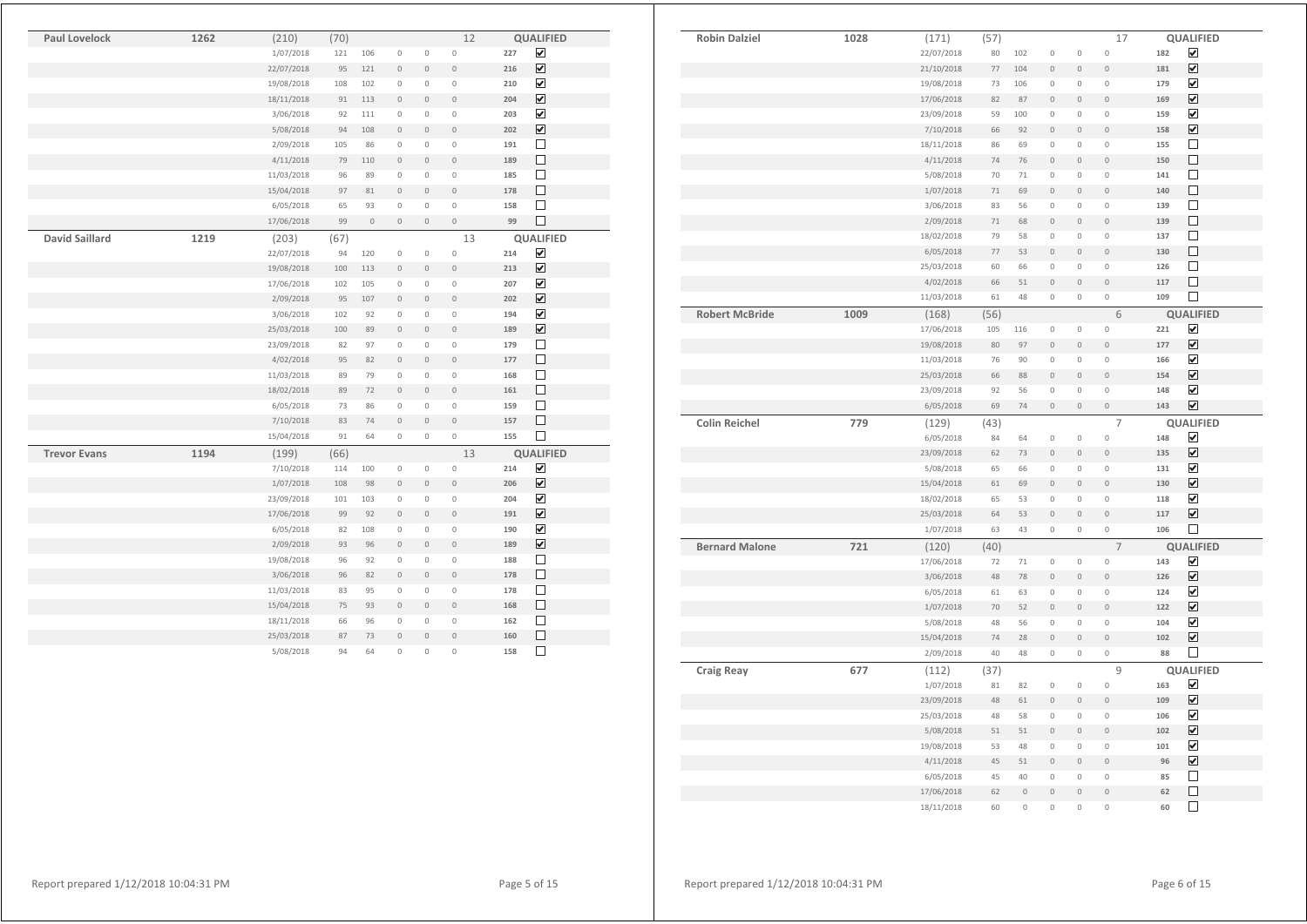| Name | Total | | | | | | | Count | Score | Status |
|---|---|---|---|---|---|---|---|---|---|---|
| **Paul Lovelock** | **1262** | (210) | (70) | | | | 12 | | | **QUALIFIED** |
| | | 1/07/2018 | 121 | 106 | 0 | 0 | 0 | | **227** | ☑ |
| | | 22/07/2018 | 95 | 121 | 0 | 0 | 0 | | **216** | ☑ |
| | | 19/08/2018 | 108 | 102 | 0 | 0 | 0 | | **210** | ☑ |
| | | 18/11/2018 | 91 | 113 | 0 | 0 | 0 | | **204** | ☑ |
| | | 3/06/2018 | 92 | 111 | 0 | 0 | 0 | | **203** | ☑ |
| | | 5/08/2018 | 94 | 108 | 0 | 0 | 0 | | **202** | ☑ |
| | | 2/09/2018 | 105 | 86 | 0 | 0 | 0 | | **191** | ☐ |
| | | 4/11/2018 | 79 | 110 | 0 | 0 | 0 | | **189** | ☐ |
| | | 11/03/2018 | 96 | 89 | 0 | 0 | 0 | | **185** | ☐ |
| | | 15/04/2018 | 97 | 81 | 0 | 0 | 0 | | **178** | ☐ |
| | | 6/05/2018 | 65 | 93 | 0 | 0 | 0 | | **158** | ☐ |
| | | 17/06/2018 | 99 | 0 | 0 | 0 | 0 | | **99** | ☐ |
| **David Saillard** | **1219** | (203) | (67) | | | | 13 | | | **QUALIFIED** |
| | | 22/07/2018 | 94 | 120 | 0 | 0 | 0 | | **214** | ☑ |
| | | 19/08/2018 | 100 | 113 | 0 | 0 | 0 | | **213** | ☑ |
| | | 17/06/2018 | 102 | 105 | 0 | 0 | 0 | | **207** | ☑ |
| | | 2/09/2018 | 95 | 107 | 0 | 0 | 0 | | **202** | ☑ |
| | | 3/06/2018 | 102 | 92 | 0 | 0 | 0 | | **194** | ☑ |
| | | 25/03/2018 | 100 | 89 | 0 | 0 | 0 | | **189** | ☑ |
| | | 23/09/2018 | 82 | 97 | 0 | 0 | 0 | | **179** | ☐ |
| | | 4/02/2018 | 95 | 82 | 0 | 0 | 0 | | **177** | ☐ |
| | | 11/03/2018 | 89 | 79 | 0 | 0 | 0 | | **168** | ☐ |
| | | 18/02/2018 | 89 | 72 | 0 | 0 | 0 | | **161** | ☐ |
| | | 6/05/2018 | 73 | 86 | 0 | 0 | 0 | | **159** | ☐ |
| | | 7/10/2018 | 83 | 74 | 0 | 0 | 0 | | **157** | ☐ |
| | | 15/04/2018 | 91 | 64 | 0 | 0 | 0 | | **155** | ☐ |
| **Trevor Evans** | **1194** | (199) | (66) | | | | 13 | | | **QUALIFIED** |
| | | 7/10/2018 | 114 | 100 | 0 | 0 | 0 | | **214** | ☑ |
| | | 1/07/2018 | 108 | 98 | 0 | 0 | 0 | | **206** | ☑ |
| | | 23/09/2018 | 101 | 103 | 0 | 0 | 0 | | **204** | ☑ |
| | | 17/06/2018 | 99 | 92 | 0 | 0 | 0 | | **191** | ☑ |
| | | 6/05/2018 | 82 | 108 | 0 | 0 | 0 | | **190** | ☑ |
| | | 2/09/2018 | 93 | 96 | 0 | 0 | 0 | | **189** | ☑ |
| | | 19/08/2018 | 96 | 92 | 0 | 0 | 0 | | **188** | ☐ |
| | | 3/06/2018 | 96 | 82 | 0 | 0 | 0 | | **178** | ☐ |
| | | 11/03/2018 | 83 | 95 | 0 | 0 | 0 | | **178** | ☐ |
| | | 15/04/2018 | 75 | 93 | 0 | 0 | 0 | | **168** | ☐ |
| | | 18/11/2018 | 66 | 96 | 0 | 0 | 0 | | **162** | ☐ |
| | | 25/03/2018 | 87 | 73 | 0 | 0 | 0 | | **160** | ☐ |
| | | 5/08/2018 | 94 | 64 | 0 | 0 | 0 | | **158** | ☐ |
| **Robin Dalziel** | **1028** | (171) | (57) | | | | 17 | | | **QUALIFIED** |
| | | 22/07/2018 | 80 | 102 | 0 | 0 | 0 | | **182** | ☑ |
| | | 21/10/2018 | 77 | 104 | 0 | 0 | 0 | | **181** | ☑ |
| | | 19/08/2018 | 73 | 106 | 0 | 0 | 0 | | **179** | ☑ |
| | | 17/06/2018 | 82 | 87 | 0 | 0 | 0 | | **169** | ☑ |
| | | 23/09/2018 | 59 | 100 | 0 | 0 | 0 | | **159** | ☑ |
| | | 7/10/2018 | 66 | 92 | 0 | 0 | 0 | | **158** | ☑ |
| | | 18/11/2018 | 86 | 69 | 0 | 0 | 0 | | **155** | ☐ |
| | | 4/11/2018 | 74 | 76 | 0 | 0 | 0 | | **150** | ☐ |
| | | 5/08/2018 | 70 | 71 | 0 | 0 | 0 | | **141** | ☐ |
| | | 1/07/2018 | 71 | 69 | 0 | 0 | 0 | | **140** | ☐ |
| | | 3/06/2018 | 83 | 56 | 0 | 0 | 0 | | **139** | ☐ |
| | | 2/09/2018 | 71 | 68 | 0 | 0 | 0 | | **139** | ☐ |
| | | 18/02/2018 | 79 | 58 | 0 | 0 | 0 | | **137** | ☐ |
| | | 6/05/2018 | 77 | 53 | 0 | 0 | 0 | | **130** | ☐ |
| | | 25/03/2018 | 60 | 66 | 0 | 0 | 0 | | **126** | ☐ |
| | | 4/02/2018 | 66 | 51 | 0 | 0 | 0 | | **117** | ☐ |
| | | 11/03/2018 | 61 | 48 | 0 | 0 | 0 | | **109** | ☐ |
| **Robert McBride** | **1009** | (168) | (56) | | | | 6 | | | **QUALIFIED** |
| | | 17/06/2018 | 105 | 116 | 0 | 0 | 0 | | **221** | ☑ |
| | | 19/08/2018 | 80 | 97 | 0 | 0 | 0 | | **177** | ☑ |
| | | 11/03/2018 | 76 | 90 | 0 | 0 | 0 | | **166** | ☑ |
| | | 25/03/2018 | 66 | 88 | 0 | 0 | 0 | | **154** | ☑ |
| | | 23/09/2018 | 92 | 56 | 0 | 0 | 0 | | **148** | ☑ |
| | | 6/05/2018 | 69 | 74 | 0 | 0 | 0 | | **143** | ☑ |
| **Colin Reichel** | **779** | (129) | (43) | | | | 7 | | | **QUALIFIED** |
| | | 6/05/2018 | 84 | 64 | 0 | 0 | 0 | | **148** | ☑ |
| | | 23/09/2018 | 62 | 73 | 0 | 0 | 0 | | **135** | ☑ |
| | | 5/08/2018 | 65 | 66 | 0 | 0 | 0 | | **131** | ☑ |
| | | 15/04/2018 | 61 | 69 | 0 | 0 | 0 | | **130** | ☑ |
| | | 18/02/2018 | 65 | 53 | 0 | 0 | 0 | | **118** | ☑ |
| | | 25/03/2018 | 64 | 53 | 0 | 0 | 0 | | **117** | ☑ |
| | | 1/07/2018 | 63 | 43 | 0 | 0 | 0 | | **106** | ☐ |
| **Bernard Malone** | **721** | (120) | (40) | | | | 7 | | | **QUALIFIED** |
| | | 17/06/2018 | 72 | 71 | 0 | 0 | 0 | | **143** | ☑ |
| | | 3/06/2018 | 48 | 78 | 0 | 0 | 0 | | **126** | ☑ |
| | | 6/05/2018 | 61 | 63 | 0 | 0 | 0 | | **124** | ☑ |
| | | 1/07/2018 | 70 | 52 | 0 | 0 | 0 | | **122** | ☑ |
| | | 5/08/2018 | 48 | 56 | 0 | 0 | 0 | | **104** | ☑ |
| | | 15/04/2018 | 74 | 28 | 0 | 0 | 0 | | **102** | ☑ |
| | | 2/09/2018 | 40 | 48 | 0 | 0 | 0 | | **88** | ☐ |
| **Craig Reay** | **677** | (112) | (37) | | | | 9 | | | **QUALIFIED** |
| | | 1/07/2018 | 81 | 82 | 0 | 0 | 0 | | **163** | ☑ |
| | | 23/09/2018 | 48 | 61 | 0 | 0 | 0 | | **109** | ☑ |
| | | 25/03/2018 | 48 | 58 | 0 | 0 | 0 | | **106** | ☑ |
| | | 5/08/2018 | 51 | 51 | 0 | 0 | 0 | | **102** | ☑ |
| | | 19/08/2018 | 53 | 48 | 0 | 0 | 0 | | **101** | ☑ |
| | | 4/11/2018 | 45 | 51 | 0 | 0 | 0 | | **96** | ☑ |
| | | 6/05/2018 | 45 | 40 | 0 | 0 | 0 | | **85** | ☐ |
| | | 17/06/2018 | 62 | 0 | 0 | 0 | 0 | | **62** | ☐ |
| | | 18/11/2018 | 60 | 0 | 0 | 0 | 0 | | **60** | ☐ |

Report prepared 1/12/2018 10:04:31 PM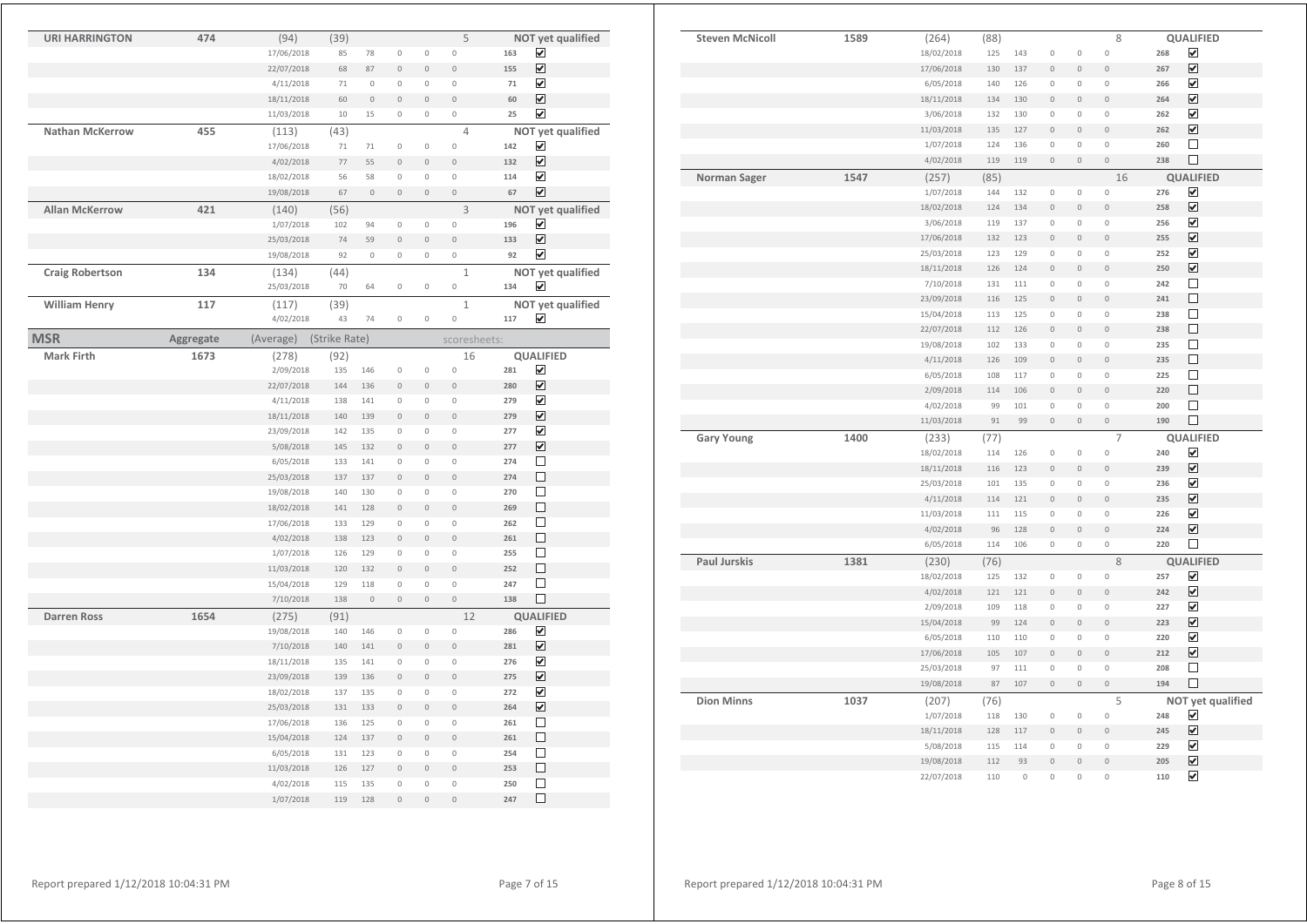| Name | Aggregate | (Average) | (Strike Rate) | | | | | scoresheets: | |
|---|---|---|---|---|---|---|---|---|---|
| **URI HARRINGTON** | **474** | (94) | (39) | | | | 5 | | **NOT yet qualified** |
| | | 17/06/2018 | 85 | 78 | 0 | 0 | 0 | 163 | ☑ |
| | | 22/07/2018 | 68 | 87 | 0 | 0 | 0 | 155 | ☑ |
| | | 4/11/2018 | 71 | 0 | 0 | 0 | 0 | 71 | ☑ |
| | | 18/11/2018 | 60 | 0 | 0 | 0 | 0 | 60 | ☑ |
| | | 11/03/2018 | 10 | 15 | 0 | 0 | 0 | 25 | ☑ |
| **Nathan McKerrow** | **455** | (113) | (43) | | | | 4 | | **NOT yet qualified** |
| | | 17/06/2018 | 71 | 71 | 0 | 0 | 0 | 142 | ☑ |
| | | 4/02/2018 | 77 | 55 | 0 | 0 | 0 | 132 | ☑ |
| | | 18/02/2018 | 56 | 58 | 0 | 0 | 0 | 114 | ☑ |
| | | 19/08/2018 | 67 | 0 | 0 | 0 | 0 | 67 | ☑ |
| **Allan McKerrow** | **421** | (140) | (56) | | | | 3 | | **NOT yet qualified** |
| | | 1/07/2018 | 102 | 94 | 0 | 0 | 0 | 196 | ☑ |
| | | 25/03/2018 | 74 | 59 | 0 | 0 | 0 | 133 | ☑ |
| | | 19/08/2018 | 92 | 0 | 0 | 0 | 0 | 92 | ☑ |
| **Craig Robertson** | **134** | (134) | (44) | | | | 1 | | **NOT yet qualified** |
| | | 25/03/2018 | 70 | 64 | 0 | 0 | 0 | 134 | ☑ |
| **William Henry** | **117** | (117) | (39) | | | | 1 | | **NOT yet qualified** |
| | | 4/02/2018 | 43 | 74 | 0 | 0 | 0 | 117 | ☑ |

| **MSR** | **Aggregate** | (Average) | (Strike Rate) | | | | | scoresheets: | |
|---|---|---|---|---|---|---|---|---|---|
| **Mark Firth** | **1673** | (278) | (92) | | | | 16 | | **QUALIFIED** |
| | | 2/09/2018 | 135 | 146 | 0 | 0 | 0 | 281 | ☑ |
| | | 22/07/2018 | 144 | 136 | 0 | 0 | 0 | 280 | ☑ |
| | | 4/11/2018 | 138 | 141 | 0 | 0 | 0 | 279 | ☑ |
| | | 18/11/2018 | 140 | 139 | 0 | 0 | 0 | 279 | ☑ |
| | | 23/09/2018 | 142 | 135 | 0 | 0 | 0 | 277 | ☑ |
| | | 5/08/2018 | 145 | 132 | 0 | 0 | 0 | 277 | ☑ |
| | | 6/05/2018 | 133 | 141 | 0 | 0 | 0 | 274 | ☐ |
| | | 25/03/2018 | 137 | 137 | 0 | 0 | 0 | 274 | ☐ |
| | | 19/08/2018 | 140 | 130 | 0 | 0 | 0 | 270 | ☐ |
| | | 18/02/2018 | 141 | 128 | 0 | 0 | 0 | 269 | ☐ |
| | | 17/06/2018 | 133 | 129 | 0 | 0 | 0 | 262 | ☐ |
| | | 4/02/2018 | 138 | 123 | 0 | 0 | 0 | 261 | ☐ |
| | | 1/07/2018 | 126 | 129 | 0 | 0 | 0 | 255 | ☐ |
| | | 11/03/2018 | 120 | 132 | 0 | 0 | 0 | 252 | ☐ |
| | | 15/04/2018 | 129 | 118 | 0 | 0 | 0 | 247 | ☐ |
| | | 7/10/2018 | 138 | 0 | 0 | 0 | 0 | 138 | ☐ |
| **Darren Ross** | **1654** | (275) | (91) | | | | 12 | | **QUALIFIED** |
| | | 19/08/2018 | 140 | 146 | 0 | 0 | 0 | 286 | ☑ |
| | | 7/10/2018 | 140 | 141 | 0 | 0 | 0 | 281 | ☑ |
| | | 18/11/2018 | 135 | 141 | 0 | 0 | 0 | 276 | ☑ |
| | | 23/09/2018 | 139 | 136 | 0 | 0 | 0 | 275 | ☑ |
| | | 18/02/2018 | 137 | 135 | 0 | 0 | 0 | 272 | ☑ |
| | | 25/03/2018 | 131 | 133 | 0 | 0 | 0 | 264 | ☑ |
| | | 17/06/2018 | 136 | 125 | 0 | 0 | 0 | 261 | ☐ |
| | | 15/04/2018 | 124 | 137 | 0 | 0 | 0 | 261 | ☐ |
| | | 6/05/2018 | 131 | 123 | 0 | 0 | 0 | 254 | ☐ |
| | | 11/03/2018 | 126 | 127 | 0 | 0 | 0 | 253 | ☐ |
| | | 4/02/2018 | 115 | 135 | 0 | 0 | 0 | 250 | ☐ |
| | | 1/07/2018 | 119 | 128 | 0 | 0 | 0 | 247 | ☐ |
| **Steven McNicoll** | **1589** | (264) | (88) | | | | 8 | | **QUALIFIED** |
| | | 18/02/2018 | 125 | 143 | 0 | 0 | 0 | 268 | ☑ |
| | | 17/06/2018 | 130 | 137 | 0 | 0 | 0 | 267 | ☑ |
| | | 6/05/2018 | 140 | 126 | 0 | 0 | 0 | 266 | ☑ |
| | | 18/11/2018 | 134 | 130 | 0 | 0 | 0 | 264 | ☑ |
| | | 3/06/2018 | 132 | 130 | 0 | 0 | 0 | 262 | ☑ |
| | | 11/03/2018 | 135 | 127 | 0 | 0 | 0 | 262 | ☑ |
| | | 1/07/2018 | 124 | 136 | 0 | 0 | 0 | 260 | ☐ |
| | | 4/02/2018 | 119 | 119 | 0 | 0 | 0 | 238 | ☐ |
| **Norman Sager** | **1547** | (257) | (85) | | | | 16 | | **QUALIFIED** |
| | | 1/07/2018 | 144 | 132 | 0 | 0 | 0 | 276 | ☑ |
| | | 18/02/2018 | 124 | 134 | 0 | 0 | 0 | 258 | ☑ |
| | | 3/06/2018 | 119 | 137 | 0 | 0 | 0 | 256 | ☑ |
| | | 17/06/2018 | 132 | 123 | 0 | 0 | 0 | 255 | ☑ |
| | | 25/03/2018 | 123 | 129 | 0 | 0 | 0 | 252 | ☑ |
| | | 18/11/2018 | 126 | 124 | 0 | 0 | 0 | 250 | ☑ |
| | | 7/10/2018 | 131 | 111 | 0 | 0 | 0 | 242 | ☐ |
| | | 23/09/2018 | 116 | 125 | 0 | 0 | 0 | 241 | ☐ |
| | | 15/04/2018 | 113 | 125 | 0 | 0 | 0 | 238 | ☐ |
| | | 22/07/2018 | 112 | 126 | 0 | 0 | 0 | 238 | ☐ |
| | | 19/08/2018 | 102 | 133 | 0 | 0 | 0 | 235 | ☐ |
| | | 4/11/2018 | 126 | 109 | 0 | 0 | 0 | 235 | ☐ |
| | | 6/05/2018 | 108 | 117 | 0 | 0 | 0 | 225 | ☐ |
| | | 2/09/2018 | 114 | 106 | 0 | 0 | 0 | 220 | ☐ |
| | | 4/02/2018 | 99 | 101 | 0 | 0 | 0 | 200 | ☐ |
| | | 11/03/2018 | 91 | 99 | 0 | 0 | 0 | 190 | ☐ |
| **Gary Young** | **1400** | (233) | (77) | | | | 7 | | **QUALIFIED** |
| | | 18/02/2018 | 114 | 126 | 0 | 0 | 0 | 240 | ☑ |
| | | 18/11/2018 | 116 | 123 | 0 | 0 | 0 | 239 | ☑ |
| | | 25/03/2018 | 101 | 135 | 0 | 0 | 0 | 236 | ☑ |
| | | 4/11/2018 | 114 | 121 | 0 | 0 | 0 | 235 | ☑ |
| | | 11/03/2018 | 111 | 115 | 0 | 0 | 0 | 226 | ☑ |
| | | 4/02/2018 | 96 | 128 | 0 | 0 | 0 | 224 | ☑ |
| | | 6/05/2018 | 114 | 106 | 0 | 0 | 0 | 220 | ☐ |
| **Paul Jurskis** | **1381** | (230) | (76) | | | | 8 | | **QUALIFIED** |
| | | 18/02/2018 | 125 | 132 | 0 | 0 | 0 | 257 | ☑ |
| | | 4/02/2018 | 121 | 121 | 0 | 0 | 0 | 242 | ☑ |
| | | 2/09/2018 | 109 | 118 | 0 | 0 | 0 | 227 | ☑ |
| | | 15/04/2018 | 99 | 124 | 0 | 0 | 0 | 223 | ☑ |
| | | 6/05/2018 | 110 | 110 | 0 | 0 | 0 | 220 | ☑ |
| | | 17/06/2018 | 105 | 107 | 0 | 0 | 0 | 212 | ☑ |
| | | 25/03/2018 | 97 | 111 | 0 | 0 | 0 | 208 | ☐ |
| | | 19/08/2018 | 87 | 107 | 0 | 0 | 0 | 194 | ☐ |
| **Dion Minns** | **1037** | (207) | (76) | | | | 5 | | **NOT yet qualified** |
| | | 1/07/2018 | 118 | 130 | 0 | 0 | 0 | 248 | ☑ |
| | | 18/11/2018 | 128 | 117 | 0 | 0 | 0 | 245 | ☑ |
| | | 5/08/2018 | 115 | 114 | 0 | 0 | 0 | 229 | ☑ |
| | | 19/08/2018 | 112 | 93 | 0 | 0 | 0 | 205 | ☑ |
| | | 22/07/2018 | 110 | 0 | 0 | 0 | 0 | 110 | ☑ |

Report prepared 1/12/2018 10:04:31 PM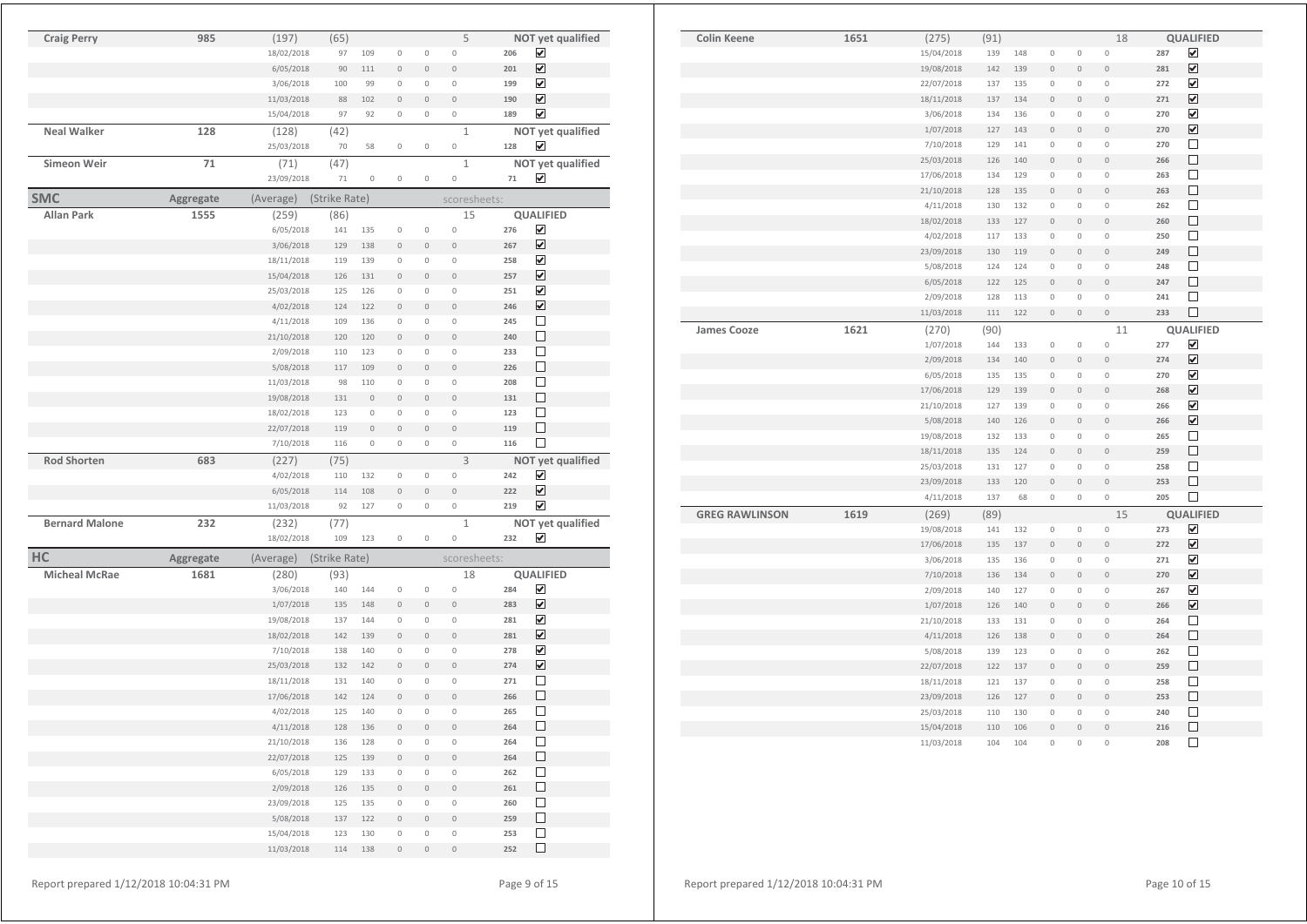| Name | Aggregate | (Average) | (Strike Rate) | | | | | scoresheets | | |
|---|---|---|---|---|---|---|---|---|---|---|
| **Craig Perry** | **985** | (197) | (65) | | | | | 5 | | **NOT yet qualified** |
| | | 18/02/2018 | 97 | 109 | 0 | 0 | 0 | | 206 | ☑ |
| | | 6/05/2018 | 90 | 111 | 0 | 0 | 0 | | 201 | ☑ |
| | | 3/06/2018 | 100 | 99 | 0 | 0 | 0 | | 199 | ☑ |
| | | 11/03/2018 | 88 | 102 | 0 | 0 | 0 | | 190 | ☑ |
| | | 15/04/2018 | 97 | 92 | 0 | 0 | 0 | | 189 | ☑ |
| **Neal Walker** | **128** | (128) | (42) | | | | | 1 | | **NOT yet qualified** |
| | | 25/03/2018 | 70 | 58 | 0 | 0 | 0 | | 128 | ☑ |
| **Simeon Weir** | **71** | (71) | (47) | | | | | 1 | | **NOT yet qualified** |
| | | 23/09/2018 | 71 | 0 | 0 | 0 | 0 | | 71 | ☑ |

## SMC

| Name | Aggregate | (Average) | (Strike Rate) | | | | | scoresheets: | | |
|---|---|---|---|---|---|---|---|---|---|---|
| **Allan Park** | **1555** | (259) | (86) | | | | | 15 | | **QUALIFIED** |
| | | 6/05/2018 | 141 | 135 | 0 | 0 | 0 | | 276 | ☑ |
| | | 3/06/2018 | 129 | 138 | 0 | 0 | 0 | | 267 | ☑ |
| | | 18/11/2018 | 119 | 139 | 0 | 0 | 0 | | 258 | ☑ |
| | | 15/04/2018 | 126 | 131 | 0 | 0 | 0 | | 257 | ☑ |
| | | 25/03/2018 | 125 | 126 | 0 | 0 | 0 | | 251 | ☑ |
| | | 4/02/2018 | 124 | 122 | 0 | 0 | 0 | | 246 | ☑ |
| | | 4/11/2018 | 109 | 136 | 0 | 0 | 0 | | 245 | ☐ |
| | | 21/10/2018 | 120 | 120 | 0 | 0 | 0 | | 240 | ☐ |
| | | 2/09/2018 | 110 | 123 | 0 | 0 | 0 | | 233 | ☐ |
| | | 5/08/2018 | 117 | 109 | 0 | 0 | 0 | | 226 | ☐ |
| | | 11/03/2018 | 98 | 110 | 0 | 0 | 0 | | 208 | ☐ |
| | | 19/08/2018 | 131 | 0 | 0 | 0 | 0 | | 131 | ☐ |
| | | 18/02/2018 | 123 | 0 | 0 | 0 | 0 | | 123 | ☐ |
| | | 22/07/2018 | 119 | 0 | 0 | 0 | 0 | | 119 | ☐ |
| | | 7/10/2018 | 116 | 0 | 0 | 0 | 0 | | 116 | ☐ |
| **Rod Shorten** | **683** | (227) | (75) | | | | | 3 | | **NOT yet qualified** |
| | | 4/02/2018 | 110 | 132 | 0 | 0 | 0 | | 242 | ☑ |
| | | 6/05/2018 | 114 | 108 | 0 | 0 | 0 | | 222 | ☑ |
| | | 11/03/2018 | 92 | 127 | 0 | 0 | 0 | | 219 | ☑ |
| **Bernard Malone** | **232** | (232) | (77) | | | | | 1 | | **NOT yet qualified** |
| | | 18/02/2018 | 109 | 123 | 0 | 0 | 0 | | 232 | ☑ |

## HC

| Name | Aggregate | (Average) | (Strike Rate) | | | | | scoresheets: | | |
|---|---|---|---|---|---|---|---|---|---|---|
| **Micheal McRae** | **1681** | (280) | (93) | | | | | 18 | | **QUALIFIED** |
| | | 3/06/2018 | 140 | 144 | 0 | 0 | 0 | | 284 | ☑ |
| | | 1/07/2018 | 135 | 148 | 0 | 0 | 0 | | 283 | ☑ |
| | | 19/08/2018 | 137 | 144 | 0 | 0 | 0 | | 281 | ☑ |
| | | 18/02/2018 | 142 | 139 | 0 | 0 | 0 | | 281 | ☑ |
| | | 7/10/2018 | 138 | 140 | 0 | 0 | 0 | | 278 | ☑ |
| | | 25/03/2018 | 132 | 142 | 0 | 0 | 0 | | 274 | ☑ |
| | | 18/11/2018 | 131 | 140 | 0 | 0 | 0 | | 271 | ☐ |
| | | 17/06/2018 | 142 | 124 | 0 | 0 | 0 | | 266 | ☐ |
| | | 4/02/2018 | 125 | 140 | 0 | 0 | 0 | | 265 | ☐ |
| | | 4/11/2018 | 128 | 136 | 0 | 0 | 0 | | 264 | ☐ |
| | | 21/10/2018 | 136 | 128 | 0 | 0 | 0 | | 264 | ☐ |
| | | 22/07/2018 | 125 | 139 | 0 | 0 | 0 | | 264 | ☐ |
| | | 6/05/2018 | 129 | 133 | 0 | 0 | 0 | | 262 | ☐ |
| | | 2/09/2018 | 126 | 135 | 0 | 0 | 0 | | 261 | ☐ |
| | | 23/09/2018 | 125 | 135 | 0 | 0 | 0 | | 260 | ☐ |
| | | 5/08/2018 | 137 | 122 | 0 | 0 | 0 | | 259 | ☐ |
| | | 15/04/2018 | 123 | 130 | 0 | 0 | 0 | | 253 | ☐ |
| | | 11/03/2018 | 114 | 138 | 0 | 0 | 0 | | 252 | ☐ |
| **Colin Keene** | **1651** | (275) | (91) | | | | | 18 | | **QUALIFIED** |
| | | 15/04/2018 | 139 | 148 | 0 | 0 | 0 | | 287 | ☑ |
| | | 19/08/2018 | 142 | 139 | 0 | 0 | 0 | | 281 | ☑ |
| | | 22/07/2018 | 137 | 135 | 0 | 0 | 0 | | 272 | ☑ |
| | | 18/11/2018 | 137 | 134 | 0 | 0 | 0 | | 271 | ☑ |
| | | 3/06/2018 | 134 | 136 | 0 | 0 | 0 | | 270 | ☑ |
| | | 1/07/2018 | 127 | 143 | 0 | 0 | 0 | | 270 | ☑ |
| | | 7/10/2018 | 129 | 141 | 0 | 0 | 0 | | 270 | ☐ |
| | | 25/03/2018 | 126 | 140 | 0 | 0 | 0 | | 266 | ☐ |
| | | 17/06/2018 | 134 | 129 | 0 | 0 | 0 | | 263 | ☐ |
| | | 21/10/2018 | 128 | 135 | 0 | 0 | 0 | | 263 | ☐ |
| | | 4/11/2018 | 130 | 132 | 0 | 0 | 0 | | 262 | ☐ |
| | | 18/02/2018 | 133 | 127 | 0 | 0 | 0 | | 260 | ☐ |
| | | 4/02/2018 | 117 | 133 | 0 | 0 | 0 | | 250 | ☐ |
| | | 23/09/2018 | 130 | 119 | 0 | 0 | 0 | | 249 | ☐ |
| | | 5/08/2018 | 124 | 124 | 0 | 0 | 0 | | 248 | ☐ |
| | | 6/05/2018 | 122 | 125 | 0 | 0 | 0 | | 247 | ☐ |
| | | 2/09/2018 | 128 | 113 | 0 | 0 | 0 | | 241 | ☐ |
| | | 11/03/2018 | 111 | 122 | 0 | 0 | 0 | | 233 | ☐ |
| **James Cooze** | **1621** | (270) | (90) | | | | | 11 | | **QUALIFIED** |
| | | 1/07/2018 | 144 | 133 | 0 | 0 | 0 | | 277 | ☑ |
| | | 2/09/2018 | 134 | 140 | 0 | 0 | 0 | | 274 | ☑ |
| | | 6/05/2018 | 135 | 135 | 0 | 0 | 0 | | 270 | ☑ |
| | | 17/06/2018 | 129 | 139 | 0 | 0 | 0 | | 268 | ☑ |
| | | 21/10/2018 | 127 | 139 | 0 | 0 | 0 | | 266 | ☑ |
| | | 5/08/2018 | 140 | 126 | 0 | 0 | 0 | | 266 | ☑ |
| | | 19/08/2018 | 132 | 133 | 0 | 0 | 0 | | 265 | ☐ |
| | | 18/11/2018 | 135 | 124 | 0 | 0 | 0 | | 259 | ☐ |
| | | 25/03/2018 | 131 | 127 | 0 | 0 | 0 | | 258 | ☐ |
| | | 23/09/2018 | 133 | 120 | 0 | 0 | 0 | | 253 | ☐ |
| | | 4/11/2018 | 137 | 68 | 0 | 0 | 0 | | 205 | ☐ |
| **GREG RAWLINSON** | **1619** | (269) | (89) | | | | | 15 | | **QUALIFIED** |
| | | 19/08/2018 | 141 | 132 | 0 | 0 | 0 | | 273 | ☑ |
| | | 17/06/2018 | 135 | 137 | 0 | 0 | 0 | | 272 | ☑ |
| | | 3/06/2018 | 135 | 136 | 0 | 0 | 0 | | 271 | ☑ |
| | | 7/10/2018 | 136 | 134 | 0 | 0 | 0 | | 270 | ☑ |
| | | 2/09/2018 | 140 | 127 | 0 | 0 | 0 | | 267 | ☑ |
| | | 1/07/2018 | 126 | 140 | 0 | 0 | 0 | | 266 | ☑ |
| | | 21/10/2018 | 133 | 131 | 0 | 0 | 0 | | 264 | ☐ |
| | | 4/11/2018 | 126 | 138 | 0 | 0 | 0 | | 264 | ☐ |
| | | 5/08/2018 | 139 | 123 | 0 | 0 | 0 | | 262 | ☐ |
| | | 22/07/2018 | 122 | 137 | 0 | 0 | 0 | | 259 | ☐ |
| | | 18/11/2018 | 121 | 137 | 0 | 0 | 0 | | 258 | ☐ |
| | | 23/09/2018 | 126 | 127 | 0 | 0 | 0 | | 253 | ☐ |
| | | 25/03/2018 | 110 | 130 | 0 | 0 | 0 | | 240 | ☐ |
| | | 15/04/2018 | 110 | 106 | 0 | 0 | 0 | | 216 | ☐ |
| | | 11/03/2018 | 104 | 104 | 0 | 0 | 0 | | 208 | ☐ |

Report prepared 1/12/2018 10:04:31 PM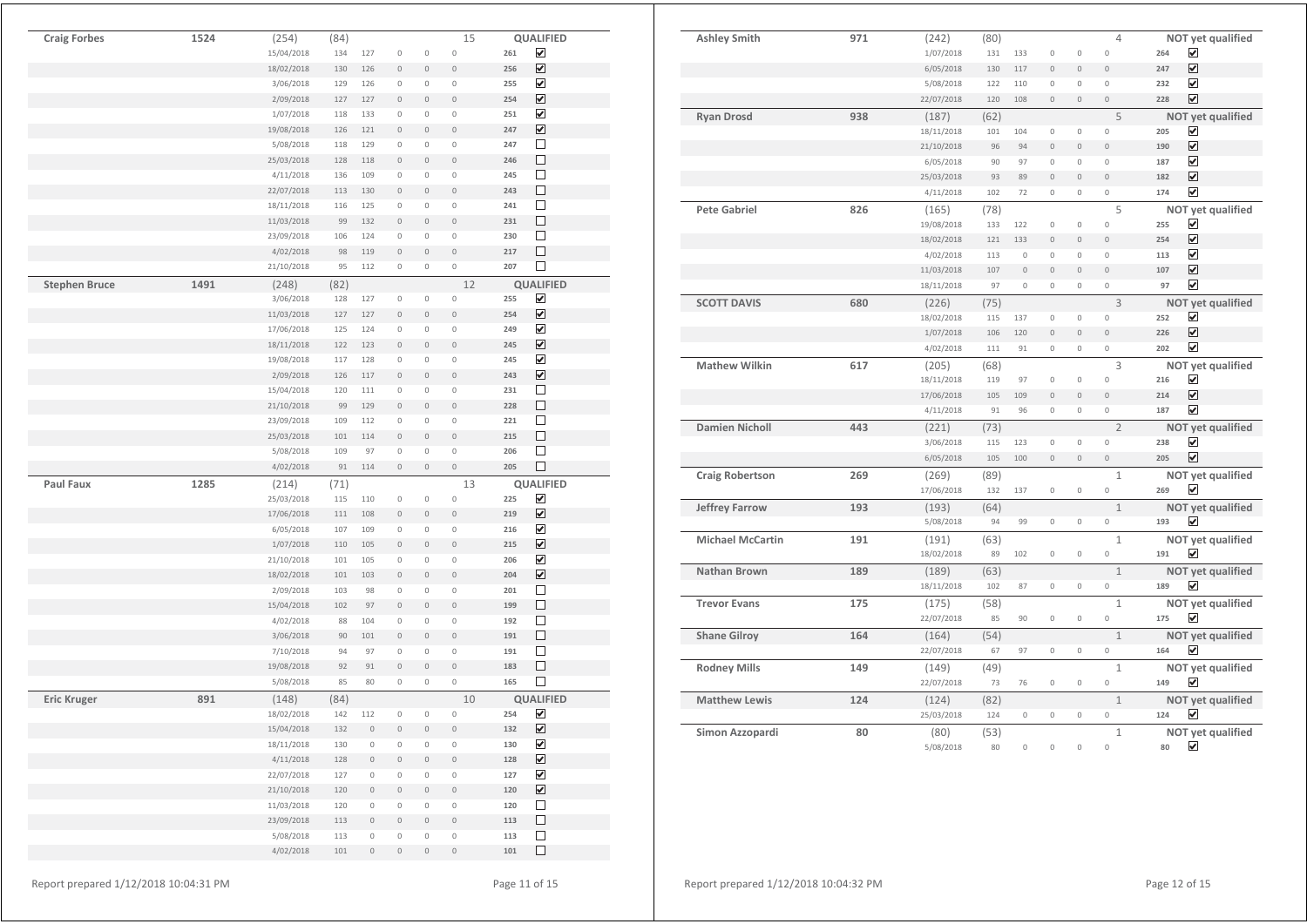| Name | Total | | | | | | | Count | | Status |
|---|---|---|---|---|---|---|---|---|---|---|
| **Craig Forbes** | **1524** | (254) | (84) | | | | | 15 | | **QUALIFIED** |
| | | 15/04/2018 | 134 | 127 | 0 | 0 | 0 | | **261** | ☑ |
| | | 18/02/2018 | 130 | 126 | 0 | 0 | 0 | | **256** | ☑ |
| | | 3/06/2018 | 129 | 126 | 0 | 0 | 0 | | **255** | ☑ |
| | | 2/09/2018 | 127 | 127 | 0 | 0 | 0 | | **254** | ☑ |
| | | 1/07/2018 | 118 | 133 | 0 | 0 | 0 | | **251** | ☑ |
| | | 19/08/2018 | 126 | 121 | 0 | 0 | 0 | | **247** | ☑ |
| | | 5/08/2018 | 118 | 129 | 0 | 0 | 0 | | **247** | ☐ |
| | | 25/03/2018 | 128 | 118 | 0 | 0 | 0 | | **246** | ☐ |
| | | 4/11/2018 | 136 | 109 | 0 | 0 | 0 | | **245** | ☐ |
| | | 22/07/2018 | 113 | 130 | 0 | 0 | 0 | | **243** | ☐ |
| | | 18/11/2018 | 116 | 125 | 0 | 0 | 0 | | **241** | ☐ |
| | | 11/03/2018 | 99 | 132 | 0 | 0 | 0 | | **231** | ☐ |
| | | 23/09/2018 | 106 | 124 | 0 | 0 | 0 | | **230** | ☐ |
| | | 4/02/2018 | 98 | 119 | 0 | 0 | 0 | | **217** | ☐ |
| | | 21/10/2018 | 95 | 112 | 0 | 0 | 0 | | **207** | ☐ |
| **Stephen Bruce** | **1491** | (248) | (82) | | | | | 12 | | **QUALIFIED** |
| | | 3/06/2018 | 128 | 127 | 0 | 0 | 0 | | **255** | ☑ |
| | | 11/03/2018 | 127 | 127 | 0 | 0 | 0 | | **254** | ☑ |
| | | 17/06/2018 | 125 | 124 | 0 | 0 | 0 | | **249** | ☑ |
| | | 18/11/2018 | 122 | 123 | 0 | 0 | 0 | | **245** | ☑ |
| | | 19/08/2018 | 117 | 128 | 0 | 0 | 0 | | **245** | ☑ |
| | | 2/09/2018 | 126 | 117 | 0 | 0 | 0 | | **243** | ☑ |
| | | 15/04/2018 | 120 | 111 | 0 | 0 | 0 | | **231** | ☐ |
| | | 21/10/2018 | 99 | 129 | 0 | 0 | 0 | | **228** | ☐ |
| | | 23/09/2018 | 109 | 112 | 0 | 0 | 0 | | **221** | ☐ |
| | | 25/03/2018 | 101 | 114 | 0 | 0 | 0 | | **215** | ☐ |
| | | 5/08/2018 | 109 | 97 | 0 | 0 | 0 | | **206** | ☐ |
| | | 4/02/2018 | 91 | 114 | 0 | 0 | 0 | | **205** | ☐ |
| **Paul Faux** | **1285** | (214) | (71) | | | | | 13 | | **QUALIFIED** |
| | | 25/03/2018 | 115 | 110 | 0 | 0 | 0 | | **225** | ☑ |
| | | 17/06/2018 | 111 | 108 | 0 | 0 | 0 | | **219** | ☑ |
| | | 6/05/2018 | 107 | 109 | 0 | 0 | 0 | | **216** | ☑ |
| | | 1/07/2018 | 110 | 105 | 0 | 0 | 0 | | **215** | ☑ |
| | | 21/10/2018 | 101 | 105 | 0 | 0 | 0 | | **206** | ☑ |
| | | 18/02/2018 | 101 | 103 | 0 | 0 | 0 | | **204** | ☑ |
| | | 2/09/2018 | 103 | 98 | 0 | 0 | 0 | | **201** | ☐ |
| | | 15/04/2018 | 102 | 97 | 0 | 0 | 0 | | **199** | ☐ |
| | | 4/02/2018 | 88 | 104 | 0 | 0 | 0 | | **192** | ☐ |
| | | 3/06/2018 | 90 | 101 | 0 | 0 | 0 | | **191** | ☐ |
| | | 7/10/2018 | 94 | 97 | 0 | 0 | 0 | | **191** | ☐ |
| | | 19/08/2018 | 92 | 91 | 0 | 0 | 0 | | **183** | ☐ |
| | | 5/08/2018 | 85 | 80 | 0 | 0 | 0 | | **165** | ☐ |
| **Eric Kruger** | **891** | (148) | (84) | | | | | 10 | | **QUALIFIED** |
| | | 18/02/2018 | 142 | 112 | 0 | 0 | 0 | | **254** | ☑ |
| | | 15/04/2018 | 132 | 0 | 0 | 0 | 0 | | **132** | ☑ |
| | | 18/11/2018 | 130 | 0 | 0 | 0 | 0 | | **130** | ☑ |
| | | 4/11/2018 | 128 | 0 | 0 | 0 | 0 | | **128** | ☑ |
| | | 22/07/2018 | 127 | 0 | 0 | 0 | 0 | | **127** | ☑ |
| | | 21/10/2018 | 120 | 0 | 0 | 0 | 0 | | **120** | ☑ |
| | | 11/03/2018 | 120 | 0 | 0 | 0 | 0 | | **120** | ☐ |
| | | 23/09/2018 | 113 | 0 | 0 | 0 | 0 | | **113** | ☐ |
| | | 5/08/2018 | 113 | 0 | 0 | 0 | 0 | | **113** | ☐ |
| | | 4/02/2018 | 101 | 0 | 0 | 0 | 0 | | **101** | ☐ |

| Name | Total | | | | | | | Count | | Status |
|---|---|---|---|---|---|---|---|---|---|---|
| **Ashley Smith** | **971** | (242) | (80) | | | | | 4 | | **NOT yet qualified** |
| | | 1/07/2018 | 131 | 133 | 0 | 0 | 0 | | **264** | ☑ |
| | | 6/05/2018 | 130 | 117 | 0 | 0 | 0 | | **247** | ☑ |
| | | 5/08/2018 | 122 | 110 | 0 | 0 | 0 | | **232** | ☑ |
| | | 22/07/2018 | 120 | 108 | 0 | 0 | 0 | | **228** | ☑ |
| **Ryan Drosd** | **938** | (187) | (62) | | | | | 5 | | **NOT yet qualified** |
| | | 18/11/2018 | 101 | 104 | 0 | 0 | 0 | | **205** | ☑ |
| | | 21/10/2018 | 96 | 94 | 0 | 0 | 0 | | **190** | ☑ |
| | | 6/05/2018 | 90 | 97 | 0 | 0 | 0 | | **187** | ☑ |
| | | 25/03/2018 | 93 | 89 | 0 | 0 | 0 | | **182** | ☑ |
| | | 4/11/2018 | 102 | 72 | 0 | 0 | 0 | | **174** | ☑ |
| **Pete Gabriel** | **826** | (165) | (78) | | | | | 5 | | **NOT yet qualified** |
| | | 19/08/2018 | 133 | 122 | 0 | 0 | 0 | | **255** | ☑ |
| | | 18/02/2018 | 121 | 133 | 0 | 0 | 0 | | **254** | ☑ |
| | | 4/02/2018 | 113 | 0 | 0 | 0 | 0 | | **113** | ☑ |
| | | 11/03/2018 | 107 | 0 | 0 | 0 | 0 | | **107** | ☑ |
| | | 18/11/2018 | 97 | 0 | 0 | 0 | 0 | | **97** | ☑ |
| **SCOTT DAVIS** | **680** | (226) | (75) | | | | | 3 | | **NOT yet qualified** |
| | | 18/02/2018 | 115 | 137 | 0 | 0 | 0 | | **252** | ☑ |
| | | 1/07/2018 | 106 | 120 | 0 | 0 | 0 | | **226** | ☑ |
| | | 4/02/2018 | 111 | 91 | 0 | 0 | 0 | | **202** | ☑ |
| **Mathew Wilkin** | **617** | (205) | (68) | | | | | 3 | | **NOT yet qualified** |
| | | 18/11/2018 | 119 | 97 | 0 | 0 | 0 | | **216** | ☑ |
| | | 17/06/2018 | 105 | 109 | 0 | 0 | 0 | | **214** | ☑ |
| | | 4/11/2018 | 91 | 96 | 0 | 0 | 0 | | **187** | ☑ |
| **Damien Nicholl** | **443** | (221) | (73) | | | | | 2 | | **NOT yet qualified** |
| | | 3/06/2018 | 115 | 123 | 0 | 0 | 0 | | **238** | ☑ |
| | | 6/05/2018 | 105 | 100 | 0 | 0 | 0 | | **205** | ☑ |
| **Craig Robertson** | **269** | (269) | (89) | | | | | 1 | | **NOT yet qualified** |
| | | 17/06/2018 | 132 | 137 | 0 | 0 | 0 | | **269** | ☑ |
| **Jeffrey Farrow** | **193** | (193) | (64) | | | | | 1 | | **NOT yet qualified** |
| | | 5/08/2018 | 94 | 99 | 0 | 0 | 0 | | **193** | ☑ |
| **Michael McCartin** | **191** | (191) | (63) | | | | | 1 | | **NOT yet qualified** |
| | | 18/02/2018 | 89 | 102 | 0 | 0 | 0 | | **191** | ☑ |
| **Nathan Brown** | **189** | (189) | (63) | | | | | 1 | | **NOT yet qualified** |
| | | 18/11/2018 | 102 | 87 | 0 | 0 | 0 | | **189** | ☑ |
| **Trevor Evans** | **175** | (175) | (58) | | | | | 1 | | **NOT yet qualified** |
| | | 22/07/2018 | 85 | 90 | 0 | 0 | 0 | | **175** | ☑ |
| **Shane Gilroy** | **164** | (164) | (54) | | | | | 1 | | **NOT yet qualified** |
| | | 22/07/2018 | 67 | 97 | 0 | 0 | 0 | | **164** | ☑ |
| **Rodney Mills** | **149** | (149) | (49) | | | | | 1 | | **NOT yet qualified** |
| | | 22/07/2018 | 73 | 76 | 0 | 0 | 0 | | **149** | ☑ |
| **Matthew Lewis** | **124** | (124) | (82) | | | | | 1 | | **NOT yet qualified** |
| | | 25/03/2018 | 124 | 0 | 0 | 0 | 0 | | **124** | ☑ |
| **Simon Azzopardi** | **80** | (80) | (53) | | | | | 1 | | **NOT yet qualified** |
| | | 5/08/2018 | 80 | 0 | 0 | 0 | 0 | | **80** | ☑ |

Report prepared 1/12/2018 10:04:31 PM

Report prepared 1/12/2018 10:04:32 PM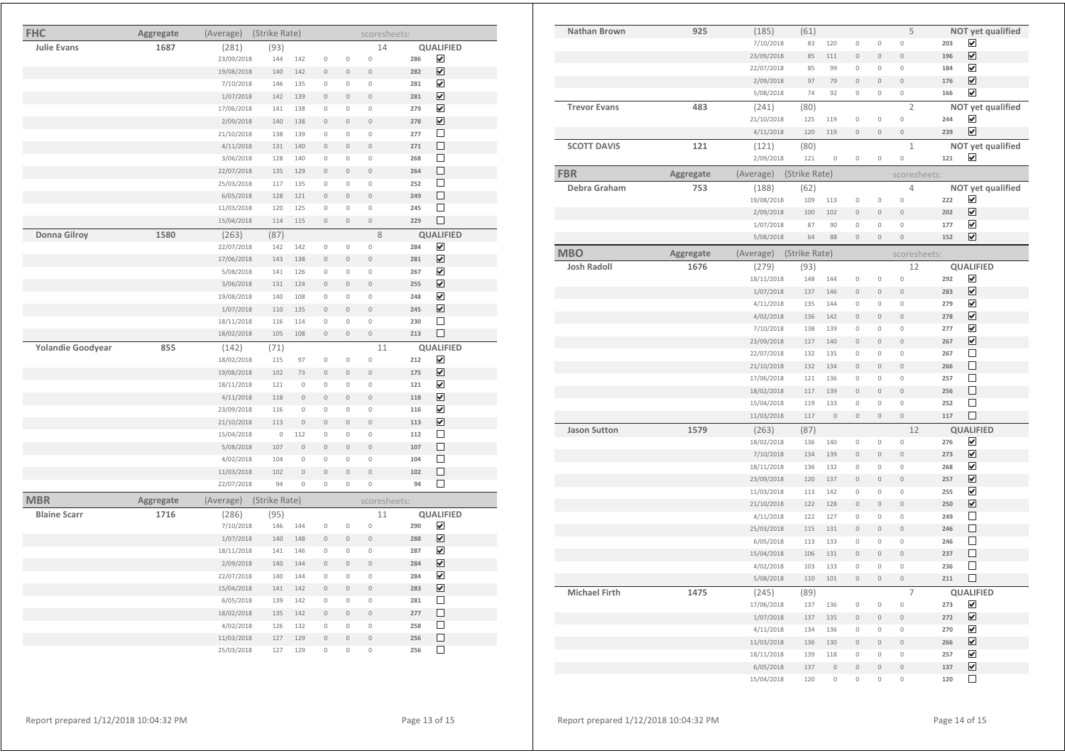## FHC

| FHC | Aggregate | (Average) | (Strike Rate) | | | | scoresheets: | | |
|---|---|---|---|---|---|---|---|---|---|
| **Julie Evans** | **1687** | (281) | (93) | | | | 14 | | **QUALIFIED** |
| | | 23/09/2018 | 144 | 142 | 0 | 0 | 0 | 286 | ☑ |
| | | 19/08/2018 | 140 | 142 | 0 | 0 | 0 | 282 | ☑ |
| | | 7/10/2018 | 146 | 135 | 0 | 0 | 0 | 281 | ☑ |
| | | 1/07/2018 | 142 | 139 | 0 | 0 | 0 | 281 | ☑ |
| | | 17/06/2018 | 141 | 138 | 0 | 0 | 0 | 279 | ☑ |
| | | 2/09/2018 | 140 | 138 | 0 | 0 | 0 | 278 | ☑ |
| | | 21/10/2018 | 138 | 139 | 0 | 0 | 0 | 277 | ☐ |
| | | 4/11/2018 | 131 | 140 | 0 | 0 | 0 | 271 | ☐ |
| | | 3/06/2018 | 128 | 140 | 0 | 0 | 0 | 268 | ☐ |
| | | 22/07/2018 | 135 | 129 | 0 | 0 | 0 | 264 | ☐ |
| | | 25/03/2018 | 117 | 135 | 0 | 0 | 0 | 252 | ☐ |
| | | 6/05/2018 | 128 | 121 | 0 | 0 | 0 | 249 | ☐ |
| | | 11/03/2018 | 120 | 125 | 0 | 0 | 0 | 245 | ☐ |
| | | 15/04/2018 | 114 | 115 | 0 | 0 | 0 | 229 | ☐ |
| **Donna Gilroy** | **1580** | (263) | (87) | | | | 8 | | **QUALIFIED** |
| | | 22/07/2018 | 142 | 142 | 0 | 0 | 0 | 284 | ☑ |
| | | 17/06/2018 | 143 | 138 | 0 | 0 | 0 | 281 | ☑ |
| | | 5/08/2018 | 141 | 126 | 0 | 0 | 0 | 267 | ☑ |
| | | 3/06/2018 | 131 | 124 | 0 | 0 | 0 | 255 | ☑ |
| | | 19/08/2018 | 140 | 108 | 0 | 0 | 0 | 248 | ☑ |
| | | 1/07/2018 | 110 | 135 | 0 | 0 | 0 | 245 | ☑ |
| | | 18/11/2018 | 116 | 114 | 0 | 0 | 0 | 230 | ☐ |
| | | 18/02/2018 | 105 | 108 | 0 | 0 | 0 | 213 | ☐ |
| **Yolandie Goodyear** | **855** | (142) | (71) | | | | 11 | | **QUALIFIED** |
| | | 18/02/2018 | 115 | 97 | 0 | 0 | 0 | 212 | ☑ |
| | | 19/08/2018 | 102 | 73 | 0 | 0 | 0 | 175 | ☑ |
| | | 18/11/2018 | 121 | 0 | 0 | 0 | 0 | 121 | ☑ |
| | | 4/11/2018 | 118 | 0 | 0 | 0 | 0 | 118 | ☑ |
| | | 23/09/2018 | 116 | 0 | 0 | 0 | 0 | 116 | ☑ |
| | | 21/10/2018 | 113 | 0 | 0 | 0 | 0 | 113 | ☑ |
| | | 15/04/2018 | 0 | 112 | 0 | 0 | 0 | 112 | ☐ |
| | | 5/08/2018 | 107 | 0 | 0 | 0 | 0 | 107 | ☐ |
| | | 4/02/2018 | 104 | 0 | 0 | 0 | 0 | 104 | ☐ |
| | | 11/03/2018 | 102 | 0 | 0 | 0 | 0 | 102 | ☐ |
| | | 22/07/2018 | 94 | 0 | 0 | 0 | 0 | 94 | ☐ |

## MBR

| MBR | Aggregate | (Average) | (Strike Rate) | | | | scoresheets: | | |
|---|---|---|---|---|---|---|---|---|---|
| **Blaine Scarr** | **1716** | (286) | (95) | | | | 11 | | **QUALIFIED** |
| | | 7/10/2018 | 146 | 144 | 0 | 0 | 0 | 290 | ☑ |
| | | 1/07/2018 | 140 | 148 | 0 | 0 | 0 | 288 | ☑ |
| | | 18/11/2018 | 141 | 146 | 0 | 0 | 0 | 287 | ☑ |
| | | 2/09/2018 | 140 | 144 | 0 | 0 | 0 | 284 | ☑ |
| | | 22/07/2018 | 140 | 144 | 0 | 0 | 0 | 284 | ☑ |
| | | 15/04/2018 | 141 | 142 | 0 | 0 | 0 | 283 | ☑ |
| | | 6/05/2018 | 139 | 142 | 0 | 0 | 0 | 281 | ☐ |
| | | 18/02/2018 | 135 | 142 | 0 | 0 | 0 | 277 | ☐ |
| | | 4/02/2018 | 126 | 132 | 0 | 0 | 0 | 258 | ☐ |
| | | 11/03/2018 | 127 | 129 | 0 | 0 | 0 | 256 | ☐ |
| | | 25/03/2018 | 127 | 129 | 0 | 0 | 0 | 256 | ☐ |
| **Nathan Brown** | **925** | (185) | (61) | | | | 5 | | **NOT yet qualified** |
| | | 7/10/2018 | 83 | 120 | 0 | 0 | 0 | 203 | ☑ |
| | | 23/09/2018 | 85 | 111 | 0 | 0 | 0 | 196 | ☑ |
| | | 22/07/2018 | 85 | 99 | 0 | 0 | 0 | 184 | ☑ |
| | | 2/09/2018 | 97 | 79 | 0 | 0 | 0 | 176 | ☑ |
| | | 5/08/2018 | 74 | 92 | 0 | 0 | 0 | 166 | ☑ |
| **Trevor Evans** | **483** | (241) | (80) | | | | 2 | | **NOT yet qualified** |
| | | 21/10/2018 | 125 | 119 | 0 | 0 | 0 | 244 | ☑ |
| | | 4/11/2018 | 120 | 119 | 0 | 0 | 0 | 239 | ☑ |
| **SCOTT DAVIS** | **121** | (121) | (80) | | | | 1 | | **NOT yet qualified** |
| | | 2/09/2018 | 121 | 0 | 0 | 0 | 0 | 121 | ☑ |

## FBR

| FBR | Aggregate | (Average) | (Strike Rate) | | | | scoresheets: | | |
|---|---|---|---|---|---|---|---|---|---|
| **Debra Graham** | **753** | (188) | (62) | | | | 4 | | **NOT yet qualified** |
| | | 19/08/2018 | 109 | 113 | 0 | 0 | 0 | 222 | ☑ |
| | | 2/09/2018 | 100 | 102 | 0 | 0 | 0 | 202 | ☑ |
| | | 1/07/2018 | 87 | 90 | 0 | 0 | 0 | 177 | ☑ |
| | | 5/08/2018 | 64 | 88 | 0 | 0 | 0 | 152 | ☑ |

## MBO

| MBO | Aggregate | (Average) | (Strike Rate) | | | | scoresheets: | | |
|---|---|---|---|---|---|---|---|---|---|
| **Josh Radoll** | **1676** | (279) | (93) | | | | 12 | | **QUALIFIED** |
| | | 18/11/2018 | 148 | 144 | 0 | 0 | 0 | 292 | ☑ |
| | | 1/07/2018 | 137 | 146 | 0 | 0 | 0 | 283 | ☑ |
| | | 4/11/2018 | 135 | 144 | 0 | 0 | 0 | 279 | ☑ |
| | | 4/02/2018 | 136 | 142 | 0 | 0 | 0 | 278 | ☑ |
| | | 7/10/2018 | 138 | 139 | 0 | 0 | 0 | 277 | ☑ |
| | | 23/09/2018 | 127 | 140 | 0 | 0 | 0 | 267 | ☑ |
| | | 22/07/2018 | 132 | 135 | 0 | 0 | 0 | 267 | ☐ |
| | | 21/10/2018 | 132 | 134 | 0 | 0 | 0 | 266 | ☐ |
| | | 17/06/2018 | 121 | 136 | 0 | 0 | 0 | 257 | ☐ |
| | | 18/02/2018 | 117 | 139 | 0 | 0 | 0 | 256 | ☐ |
| | | 15/04/2018 | 119 | 133 | 0 | 0 | 0 | 252 | ☐ |
| | | 11/03/2018 | 117 | 0 | 0 | 0 | 0 | 117 | ☐ |
| **Jason Sutton** | **1579** | (263) | (87) | | | | 12 | | **QUALIFIED** |
| | | 18/02/2018 | 136 | 140 | 0 | 0 | 0 | 276 | ☑ |
| | | 7/10/2018 | 134 | 139 | 0 | 0 | 0 | 273 | ☑ |
| | | 18/11/2018 | 136 | 132 | 0 | 0 | 0 | 268 | ☑ |
| | | 23/09/2018 | 120 | 137 | 0 | 0 | 0 | 257 | ☑ |
| | | 11/03/2018 | 113 | 142 | 0 | 0 | 0 | 255 | ☑ |
| | | 21/10/2018 | 122 | 128 | 0 | 0 | 0 | 250 | ☑ |
| | | 4/11/2018 | 122 | 127 | 0 | 0 | 0 | 249 | ☐ |
| | | 25/03/2018 | 115 | 131 | 0 | 0 | 0 | 246 | ☐ |
| | | 6/05/2018 | 113 | 133 | 0 | 0 | 0 | 246 | ☐ |
| | | 15/04/2018 | 106 | 131 | 0 | 0 | 0 | 237 | ☐ |
| | | 4/02/2018 | 103 | 133 | 0 | 0 | 0 | 236 | ☐ |
| | | 5/08/2018 | 110 | 101 | 0 | 0 | 0 | 211 | ☐ |
| **Michael Firth** | **1475** | (245) | (89) | | | | 7 | | **QUALIFIED** |
| | | 17/06/2018 | 137 | 136 | 0 | 0 | 0 | 273 | ☑ |
| | | 1/07/2018 | 137 | 135 | 0 | 0 | 0 | 272 | ☑ |
| | | 4/11/2018 | 134 | 136 | 0 | 0 | 0 | 270 | ☑ |
| | | 11/03/2018 | 136 | 130 | 0 | 0 | 0 | 266 | ☑ |
| | | 18/11/2018 | 139 | 118 | 0 | 0 | 0 | 257 | ☑ |
| | | 6/05/2018 | 137 | 0 | 0 | 0 | 0 | 137 | ☑ |
| | | 15/04/2018 | 120 | 0 | 0 | 0 | 0 | 120 | ☐ |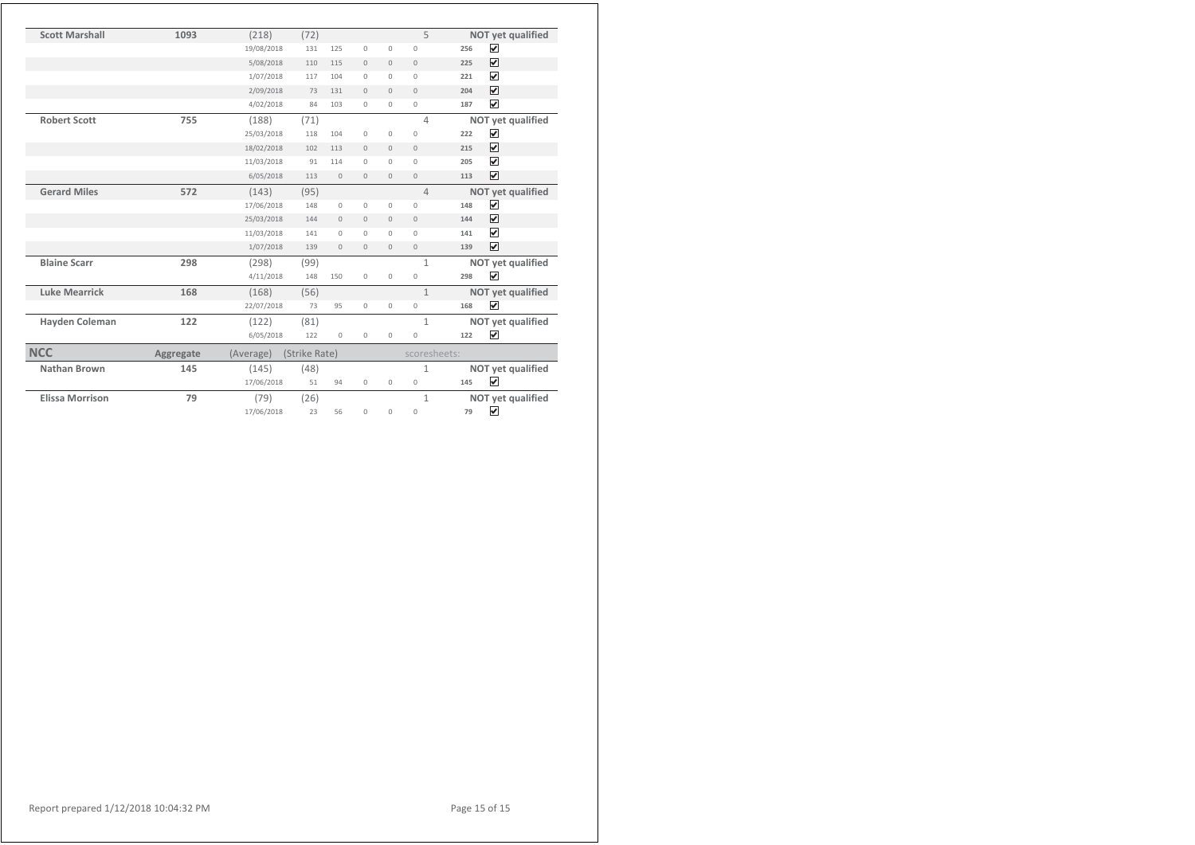| | | | | | | | | | | |
|---|---|---|---|---|---|---|---|---|---|---|
| **Scott Marshall** | **1093** | (218) | (72) | | | | | 5 | | **NOT yet qualified** |
| | | 19/08/2018 | 131 | 125 | 0 | 0 | 0 | | **256** | ☑ |
| | | 5/08/2018 | 110 | 115 | 0 | 0 | 0 | | **225** | ☑ |
| | | 1/07/2018 | 117 | 104 | 0 | 0 | 0 | | **221** | ☑ |
| | | 2/09/2018 | 73 | 131 | 0 | 0 | 0 | | **204** | ☑ |
| | | 4/02/2018 | 84 | 103 | 0 | 0 | 0 | | **187** | ☑ |
| **Robert Scott** | **755** | (188) | (71) | | | | | 4 | | **NOT yet qualified** |
| | | 25/03/2018 | 118 | 104 | 0 | 0 | 0 | | **222** | ☑ |
| | | 18/02/2018 | 102 | 113 | 0 | 0 | 0 | | **215** | ☑ |
| | | 11/03/2018 | 91 | 114 | 0 | 0 | 0 | | **205** | ☑ |
| | | 6/05/2018 | 113 | 0 | 0 | 0 | 0 | | **113** | ☑ |
| **Gerard Miles** | **572** | (143) | (95) | | | | | 4 | | **NOT yet qualified** |
| | | 17/06/2018 | 148 | 0 | 0 | 0 | 0 | | **148** | ☑ |
| | | 25/03/2018 | 144 | 0 | 0 | 0 | 0 | | **144** | ☑ |
| | | 11/03/2018 | 141 | 0 | 0 | 0 | 0 | | **141** | ☑ |
| | | 1/07/2018 | 139 | 0 | 0 | 0 | 0 | | **139** | ☑ |
| **Blaine Scarr** | **298** | (298) | (99) | | | | | 1 | | **NOT yet qualified** |
| | | 4/11/2018 | 148 | 150 | 0 | 0 | 0 | | **298** | ☑ |
| **Luke Mearrick** | **168** | (168) | (56) | | | | | 1 | | **NOT yet qualified** |
| | | 22/07/2018 | 73 | 95 | 0 | 0 | 0 | | **168** | ☑ |
| **Hayden Coleman** | **122** | (122) | (81) | | | | | 1 | | **NOT yet qualified** |
| | | 6/05/2018 | 122 | 0 | 0 | 0 | 0 | | **122** | ☑ |
| **NCC** | **Aggregate** | (Average) | (Strike Rate) | | | | | scoresheets: | | |
| **Nathan Brown** | **145** | (145) | (48) | | | | | 1 | | **NOT yet qualified** |
| | | 17/06/2018 | 51 | 94 | 0 | 0 | 0 | | **145** | ☑ |
| **Elissa Morrison** | **79** | (79) | (26) | | | | | 1 | | **NOT yet qualified** |
| | | 17/06/2018 | 23 | 56 | 0 | 0 | 0 | | **79** | ☑ |

Report prepared 1/12/2018 10:04:32 PM